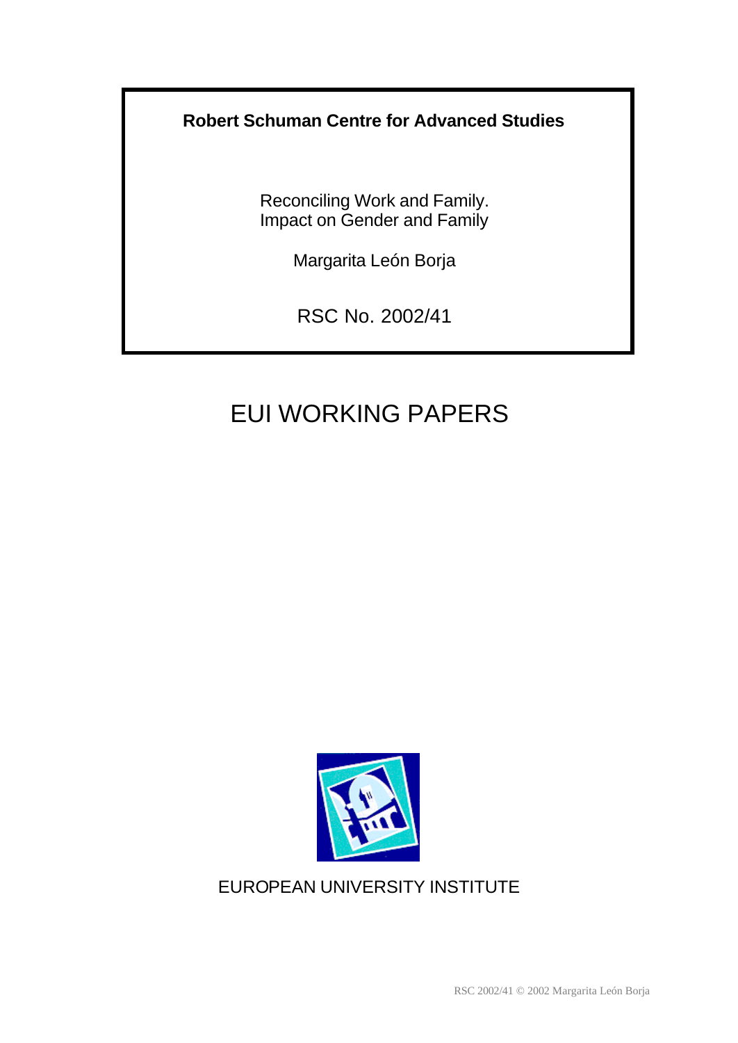**Robert Schuman Centre for Advanced Studies**

# Reconciling Work and Family. Impact on Gender and Family

Margarita León Borja

RSC No. 2002/41

## EUI WORKING PAPERS

EUROPEAN UNIVERSITY INSTITUTE

RSC 2002/41 © 2002 Margarita León Borja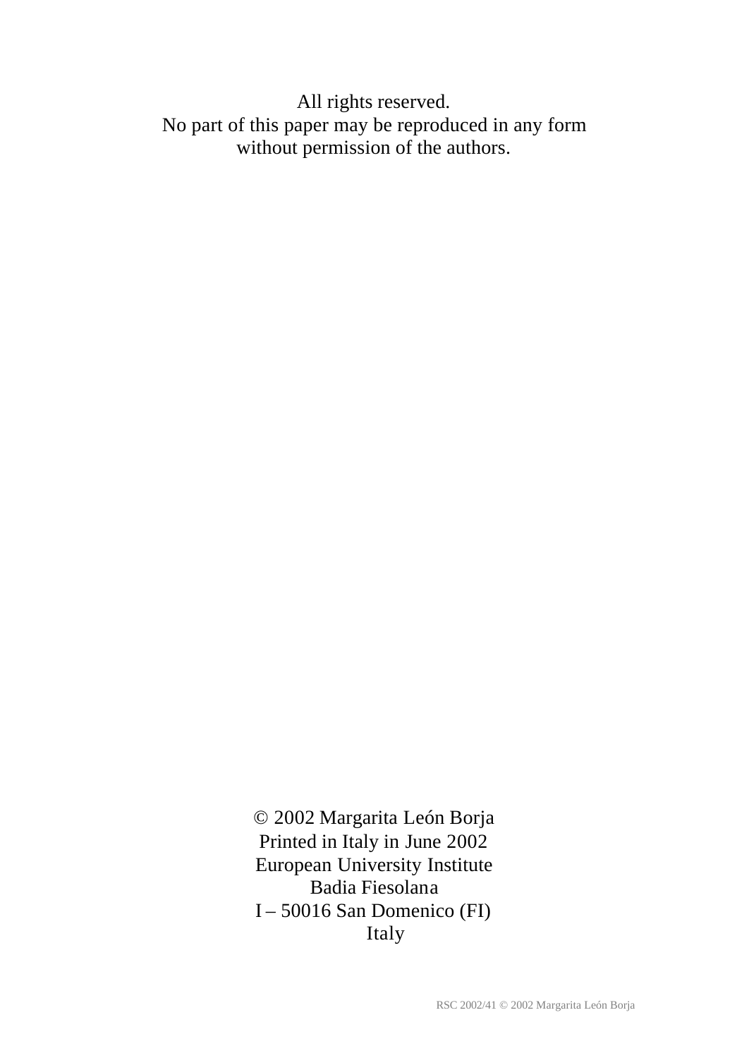All rights reserved.
No part of this paper may be reproduced in any form
without permission of the authors.

© 2002 Margarita León Borja
Printed in Italy in June 2002
European University Institute
Badia Fiesolana
I – 50016 San Domenico (FI)
Italy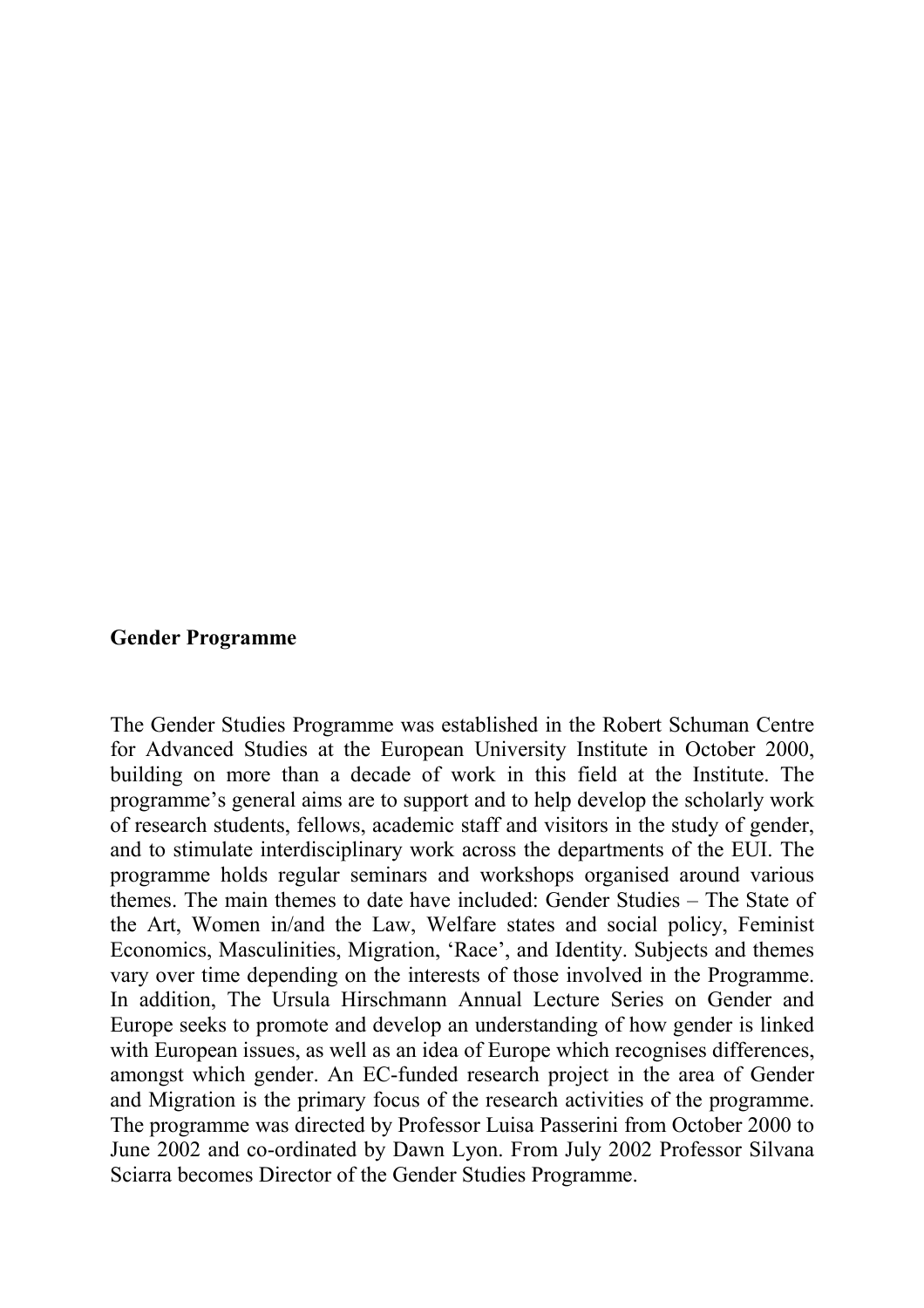**Gender Programme**

The Gender Studies Programme was established in the Robert Schuman Centre for Advanced Studies at the European University Institute in October 2000, building on more than a decade of work in this field at the Institute. The programme's general aims are to support and to help develop the scholarly work of research students, fellows, academic staff and visitors in the study of gender, and to stimulate interdisciplinary work across the departments of the EUI. The programme holds regular seminars and workshops organised around various themes. The main themes to date have included: Gender Studies – The State of the Art, Women in/and the Law, Welfare states and social policy, Feminist Economics, Masculinities, Migration, 'Race', and Identity. Subjects and themes vary over time depending on the interests of those involved in the Programme. In addition, The Ursula Hirschmann Annual Lecture Series on Gender and Europe seeks to promote and develop an understanding of how gender is linked with European issues, as well as an idea of Europe which recognises differences, amongst which gender. An EC-funded research project in the area of Gender and Migration is the primary focus of the research activities of the programme. The programme was directed by Professor Luisa Passerini from October 2000 to June 2002 and co-ordinated by Dawn Lyon. From July 2002 Professor Silvana Sciarra becomes Director of the Gender Studies Programme.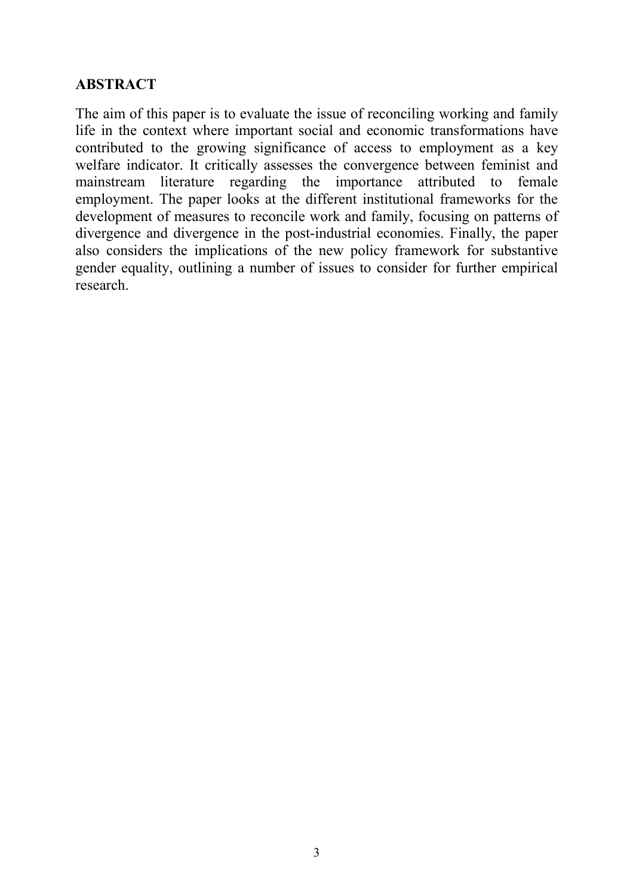## ABSTRACT

The aim of this paper is to evaluate the issue of reconciling working and family life in the context where important social and economic transformations have contributed to the growing significance of access to employment as a key welfare indicator. It critically assesses the convergence between feminist and mainstream literature regarding the importance attributed to female employment. The paper looks at the different institutional frameworks for the development of measures to reconcile work and family, focusing on patterns of divergence and divergence in the post-industrial economies. Finally, the paper also considers the implications of the new policy framework for substantive gender equality, outlining a number of issues to consider for further empirical research.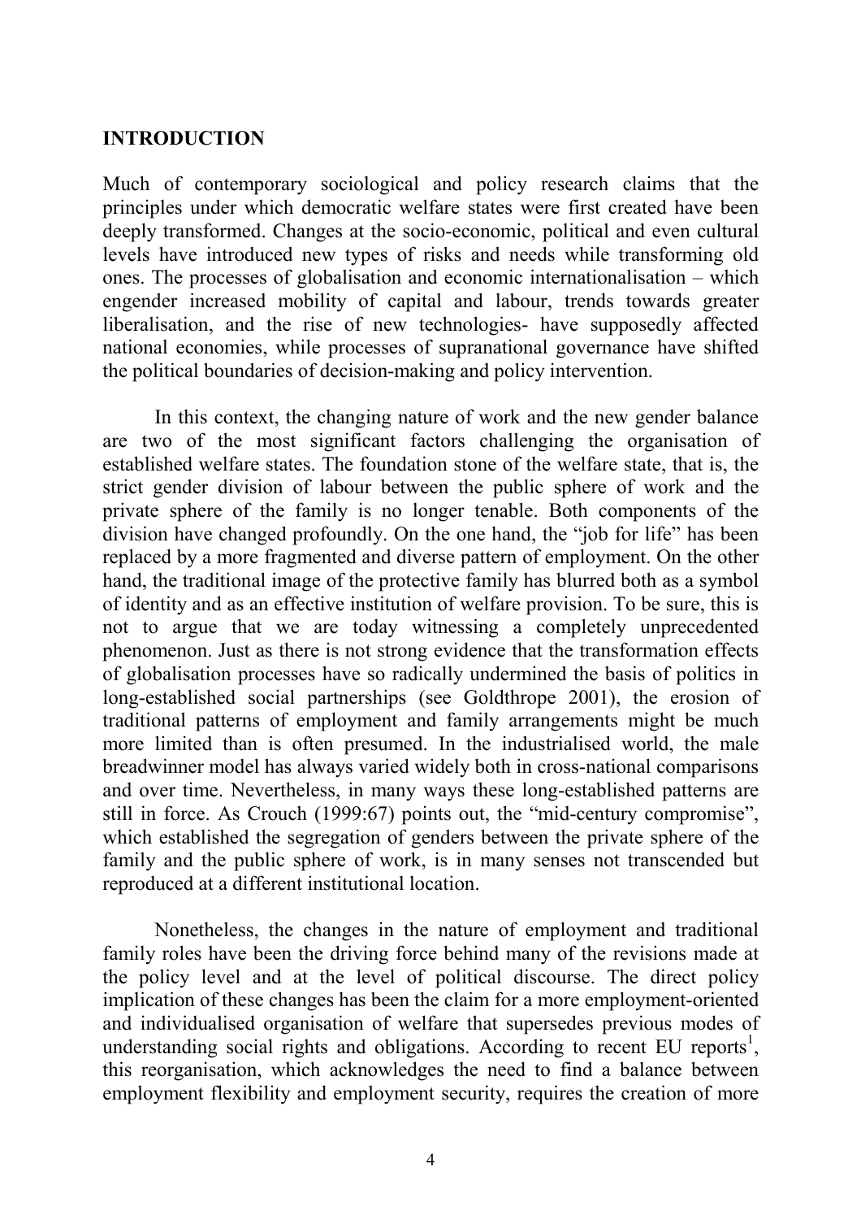## INTRODUCTION

Much of contemporary sociological and policy research claims that the principles under which democratic welfare states were first created have been deeply transformed. Changes at the socio-economic, political and even cultural levels have introduced new types of risks and needs while transforming old ones. The processes of globalisation and economic internationalisation – which engender increased mobility of capital and labour, trends towards greater liberalisation, and the rise of new technologies- have supposedly affected national economies, while processes of supranational governance have shifted the political boundaries of decision-making and policy intervention.

In this context, the changing nature of work and the new gender balance are two of the most significant factors challenging the organisation of established welfare states. The foundation stone of the welfare state, that is, the strict gender division of labour between the public sphere of work and the private sphere of the family is no longer tenable. Both components of the division have changed profoundly. On the one hand, the "job for life" has been replaced by a more fragmented and diverse pattern of employment. On the other hand, the traditional image of the protective family has blurred both as a symbol of identity and as an effective institution of welfare provision. To be sure, this is not to argue that we are today witnessing a completely unprecedented phenomenon. Just as there is not strong evidence that the transformation effects of globalisation processes have so radically undermined the basis of politics in long-established social partnerships (see Goldthrope 2001), the erosion of traditional patterns of employment and family arrangements might be much more limited than is often presumed. In the industrialised world, the male breadwinner model has always varied widely both in cross-national comparisons and over time. Nevertheless, in many ways these long-established patterns are still in force. As Crouch (1999:67) points out, the "mid-century compromise", which established the segregation of genders between the private sphere of the family and the public sphere of work, is in many senses not transcended but reproduced at a different institutional location.

Nonetheless, the changes in the nature of employment and traditional family roles have been the driving force behind many of the revisions made at the policy level and at the level of political discourse. The direct policy implication of these changes has been the claim for a more employment-oriented and individualised organisation of welfare that supersedes previous modes of understanding social rights and obligations. According to recent EU reports[1], this reorganisation, which acknowledges the need to find a balance between employment flexibility and employment security, requires the creation of more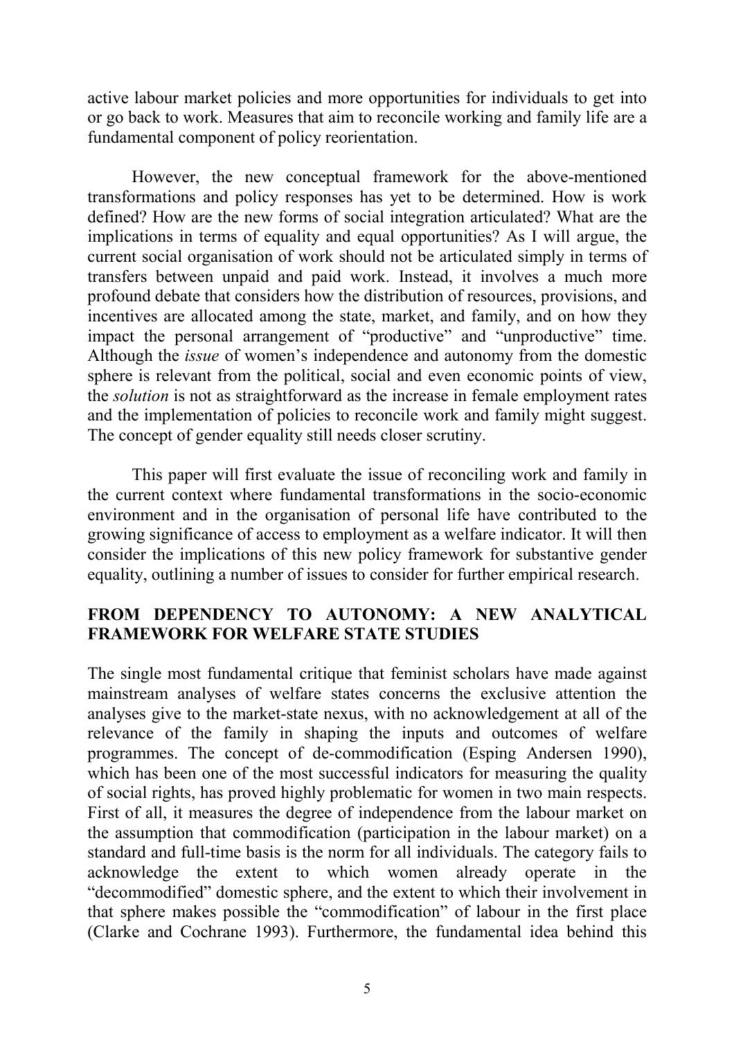active labour market policies and more opportunities for individuals to get into or go back to work. Measures that aim to reconcile working and family life are a fundamental component of policy reorientation.

However, the new conceptual framework for the above-mentioned transformations and policy responses has yet to be determined. How is work defined? How are the new forms of social integration articulated? What are the implications in terms of equality and equal opportunities? As I will argue, the current social organisation of work should not be articulated simply in terms of transfers between unpaid and paid work. Instead, it involves a much more profound debate that considers how the distribution of resources, provisions, and incentives are allocated among the state, market, and family, and on how they impact the personal arrangement of "productive" and "unproductive" time. Although the *issue* of women's independence and autonomy from the domestic sphere is relevant from the political, social and even economic points of view, the *solution* is not as straightforward as the increase in female employment rates and the implementation of policies to reconcile work and family might suggest. The concept of gender equality still needs closer scrutiny.

This paper will first evaluate the issue of reconciling work and family in the current context where fundamental transformations in the socio-economic environment and in the organisation of personal life have contributed to the growing significance of access to employment as a welfare indicator. It will then consider the implications of this new policy framework for substantive gender equality, outlining a number of issues to consider for further empirical research.

## FROM DEPENDENCY TO AUTONOMY: A NEW ANALYTICAL FRAMEWORK FOR WELFARE STATE STUDIES

The single most fundamental critique that feminist scholars have made against mainstream analyses of welfare states concerns the exclusive attention the analyses give to the market-state nexus, with no acknowledgement at all of the relevance of the family in shaping the inputs and outcomes of welfare programmes. The concept of de-commodification (Esping Andersen 1990), which has been one of the most successful indicators for measuring the quality of social rights, has proved highly problematic for women in two main respects. First of all, it measures the degree of independence from the labour market on the assumption that commodification (participation in the labour market) on a standard and full-time basis is the norm for all individuals. The category fails to acknowledge the extent to which women already operate in the "decommodified" domestic sphere, and the extent to which their involvement in that sphere makes possible the "commodification" of labour in the first place (Clarke and Cochrane 1993). Furthermore, the fundamental idea behind this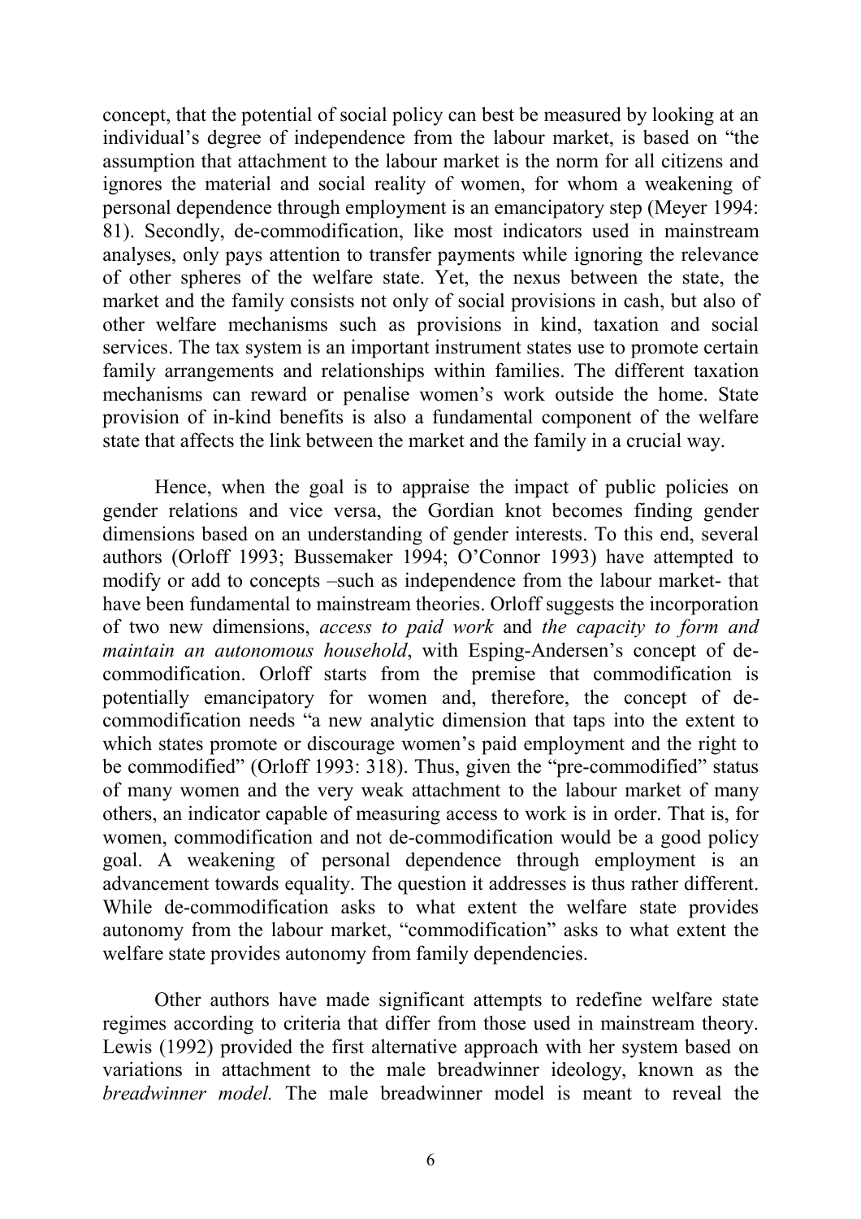concept, that the potential of social policy can best be measured by looking at an individual's degree of independence from the labour market, is based on "the assumption that attachment to the labour market is the norm for all citizens and ignores the material and social reality of women, for whom a weakening of personal dependence through employment is an emancipatory step (Meyer 1994: 81). Secondly, de-commodification, like most indicators used in mainstream analyses, only pays attention to transfer payments while ignoring the relevance of other spheres of the welfare state. Yet, the nexus between the state, the market and the family consists not only of social provisions in cash, but also of other welfare mechanisms such as provisions in kind, taxation and social services. The tax system is an important instrument states use to promote certain family arrangements and relationships within families. The different taxation mechanisms can reward or penalise women's work outside the home. State provision of in-kind benefits is also a fundamental component of the welfare state that affects the link between the market and the family in a crucial way.

Hence, when the goal is to appraise the impact of public policies on gender relations and vice versa, the Gordian knot becomes finding gender dimensions based on an understanding of gender interests. To this end, several authors (Orloff 1993; Bussemaker 1994; O'Connor 1993) have attempted to modify or add to concepts –such as independence from the labour market- that have been fundamental to mainstream theories. Orloff suggests the incorporation of two new dimensions, *access to paid work* and *the capacity to form and maintain an autonomous household*, with Esping-Andersen's concept of de-commodification. Orloff starts from the premise that commodification is potentially emancipatory for women and, therefore, the concept of de-commodification needs "a new analytic dimension that taps into the extent to which states promote or discourage women's paid employment and the right to be commodified" (Orloff 1993: 318). Thus, given the "pre-commodified" status of many women and the very weak attachment to the labour market of many others, an indicator capable of measuring access to work is in order. That is, for women, commodification and not de-commodification would be a good policy goal. A weakening of personal dependence through employment is an advancement towards equality. The question it addresses is thus rather different. While de-commodification asks to what extent the welfare state provides autonomy from the labour market, "commodification" asks to what extent the welfare state provides autonomy from family dependencies.

Other authors have made significant attempts to redefine welfare state regimes according to criteria that differ from those used in mainstream theory. Lewis (1992) provided the first alternative approach with her system based on variations in attachment to the male breadwinner ideology, known as the *breadwinner model.* The male breadwinner model is meant to reveal the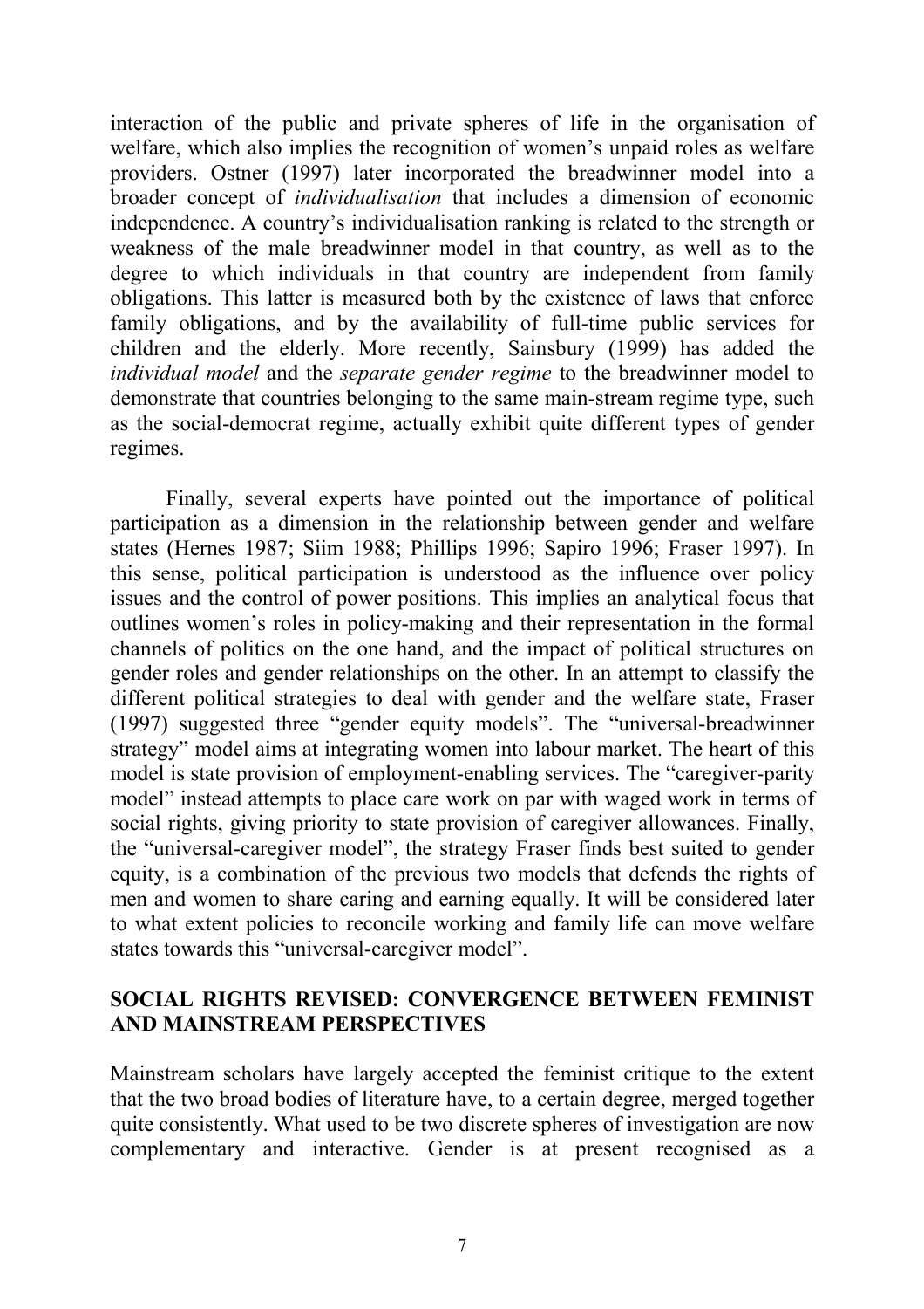interaction of the public and private spheres of life in the organisation of welfare, which also implies the recognition of women's unpaid roles as welfare providers. Ostner (1997) later incorporated the breadwinner model into a broader concept of *individualisation* that includes a dimension of economic independence. A country's individualisation ranking is related to the strength or weakness of the male breadwinner model in that country, as well as to the degree to which individuals in that country are independent from family obligations. This latter is measured both by the existence of laws that enforce family obligations, and by the availability of full-time public services for children and the elderly. More recently, Sainsbury (1999) has added the *individual model* and the *separate gender regime* to the breadwinner model to demonstrate that countries belonging to the same main-stream regime type, such as the social-democrat regime, actually exhibit quite different types of gender regimes.

Finally, several experts have pointed out the importance of political participation as a dimension in the relationship between gender and welfare states (Hernes 1987; Siim 1988; Phillips 1996; Sapiro 1996; Fraser 1997). In this sense, political participation is understood as the influence over policy issues and the control of power positions. This implies an analytical focus that outlines women's roles in policy-making and their representation in the formal channels of politics on the one hand, and the impact of political structures on gender roles and gender relationships on the other. In an attempt to classify the different political strategies to deal with gender and the welfare state, Fraser (1997) suggested three "gender equity models". The "universal-breadwinner strategy" model aims at integrating women into labour market. The heart of this model is state provision of employment-enabling services. The "caregiver-parity model" instead attempts to place care work on par with waged work in terms of social rights, giving priority to state provision of caregiver allowances. Finally, the "universal-caregiver model", the strategy Fraser finds best suited to gender equity, is a combination of the previous two models that defends the rights of men and women to share caring and earning equally. It will be considered later to what extent policies to reconcile working and family life can move welfare states towards this "universal-caregiver model".

## SOCIAL RIGHTS REVISED: CONVERGENCE BETWEEN FEMINIST AND MAINSTREAM PERSPECTIVES

Mainstream scholars have largely accepted the feminist critique to the extent that the two broad bodies of literature have, to a certain degree, merged together quite consistently. What used to be two discrete spheres of investigation are now complementary and interactive. Gender is at present recognised as a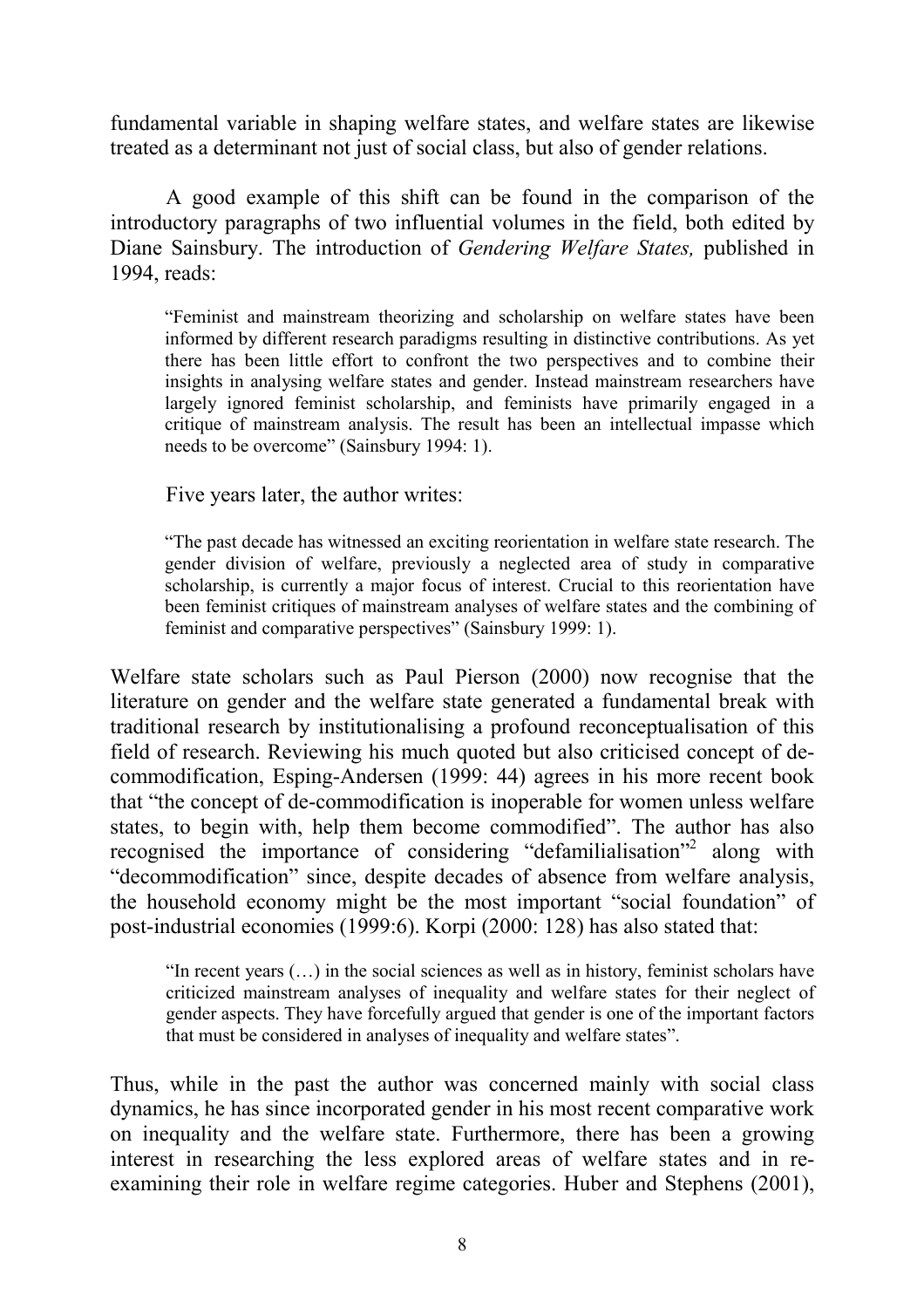fundamental variable in shaping welfare states, and welfare states are likewise treated as a determinant not just of social class, but also of gender relations.

A good example of this shift can be found in the comparison of the introductory paragraphs of two influential volumes in the field, both edited by Diane Sainsbury. The introduction of *Gendering Welfare States,* published in 1994, reads:

> "Feminist and mainstream theorizing and scholarship on welfare states have been informed by different research paradigms resulting in distinctive contributions. As yet there has been little effort to confront the two perspectives and to combine their insights in analysing welfare states and gender. Instead mainstream researchers have largely ignored feminist scholarship, and feminists have primarily engaged in a critique of mainstream analysis. The result has been an intellectual impasse which needs to be overcome" (Sainsbury 1994: 1).

Five years later, the author writes:

> "The past decade has witnessed an exciting reorientation in welfare state research. The gender division of welfare, previously a neglected area of study in comparative scholarship, is currently a major focus of interest. Crucial to this reorientation have been feminist critiques of mainstream analyses of welfare states and the combining of feminist and comparative perspectives" (Sainsbury 1999: 1).

Welfare state scholars such as Paul Pierson (2000) now recognise that the literature on gender and the welfare state generated a fundamental break with traditional research by institutionalising a profound reconceptualisation of this field of research. Reviewing his much quoted but also criticised concept of de-commodification, Esping-Andersen (1999: 44) agrees in his more recent book that "the concept of de-commodification is inoperable for women unless welfare states, to begin with, help them become commodified". The author has also recognised the importance of considering "defamilialisation"[2] along with "decommodification" since, despite decades of absence from welfare analysis, the household economy might be the most important "social foundation" of post-industrial economies (1999:6). Korpi (2000: 128) has also stated that:

> "In recent years (…) in the social sciences as well as in history, feminist scholars have criticized mainstream analyses of inequality and welfare states for their neglect of gender aspects. They have forcefully argued that gender is one of the important factors that must be considered in analyses of inequality and welfare states".

Thus, while in the past the author was concerned mainly with social class dynamics, he has since incorporated gender in his most recent comparative work on inequality and the welfare state. Furthermore, there has been a growing interest in researching the less explored areas of welfare states and in re-examining their role in welfare regime categories. Huber and Stephens (2001),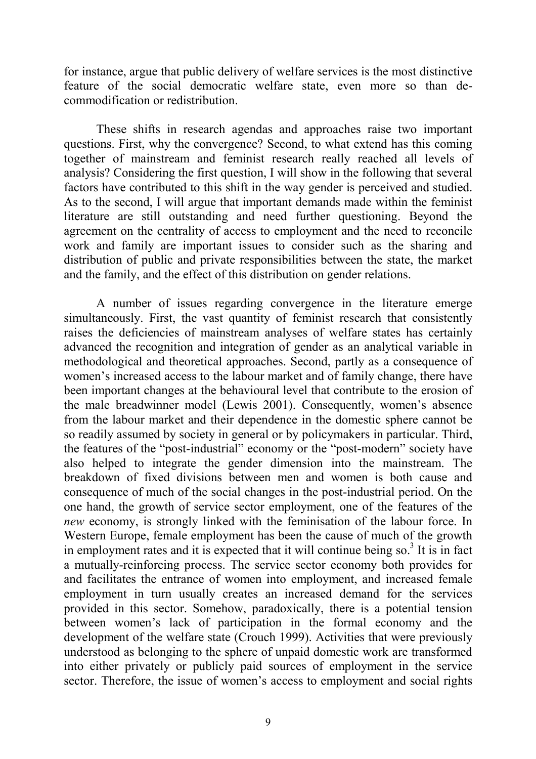for instance, argue that public delivery of welfare services is the most distinctive feature of the social democratic welfare state, even more so than de-commodification or redistribution.

These shifts in research agendas and approaches raise two important questions. First, why the convergence? Second, to what extend has this coming together of mainstream and feminist research really reached all levels of analysis? Considering the first question, I will show in the following that several factors have contributed to this shift in the way gender is perceived and studied. As to the second, I will argue that important demands made within the feminist literature are still outstanding and need further questioning. Beyond the agreement on the centrality of access to employment and the need to reconcile work and family are important issues to consider such as the sharing and distribution of public and private responsibilities between the state, the market and the family, and the effect of this distribution on gender relations.

A number of issues regarding convergence in the literature emerge simultaneously. First, the vast quantity of feminist research that consistently raises the deficiencies of mainstream analyses of welfare states has certainly advanced the recognition and integration of gender as an analytical variable in methodological and theoretical approaches. Second, partly as a consequence of women's increased access to the labour market and of family change, there have been important changes at the behavioural level that contribute to the erosion of the male breadwinner model (Lewis 2001). Consequently, women's absence from the labour market and their dependence in the domestic sphere cannot be so readily assumed by society in general or by policymakers in particular. Third, the features of the "post-industrial" economy or the "post-modern" society have also helped to integrate the gender dimension into the mainstream. The breakdown of fixed divisions between men and women is both cause and consequence of much of the social changes in the post-industrial period. On the one hand, the growth of service sector employment, one of the features of the *new* economy, is strongly linked with the feminisation of the labour force. In Western Europe, female employment has been the cause of much of the growth in employment rates and it is expected that it will continue being so.[3] It is in fact a mutually-reinforcing process. The service sector economy both provides for and facilitates the entrance of women into employment, and increased female employment in turn usually creates an increased demand for the services provided in this sector. Somehow, paradoxically, there is a potential tension between women's lack of participation in the formal economy and the development of the welfare state (Crouch 1999). Activities that were previously understood as belonging to the sphere of unpaid domestic work are transformed into either privately or publicly paid sources of employment in the service sector. Therefore, the issue of women's access to employment and social rights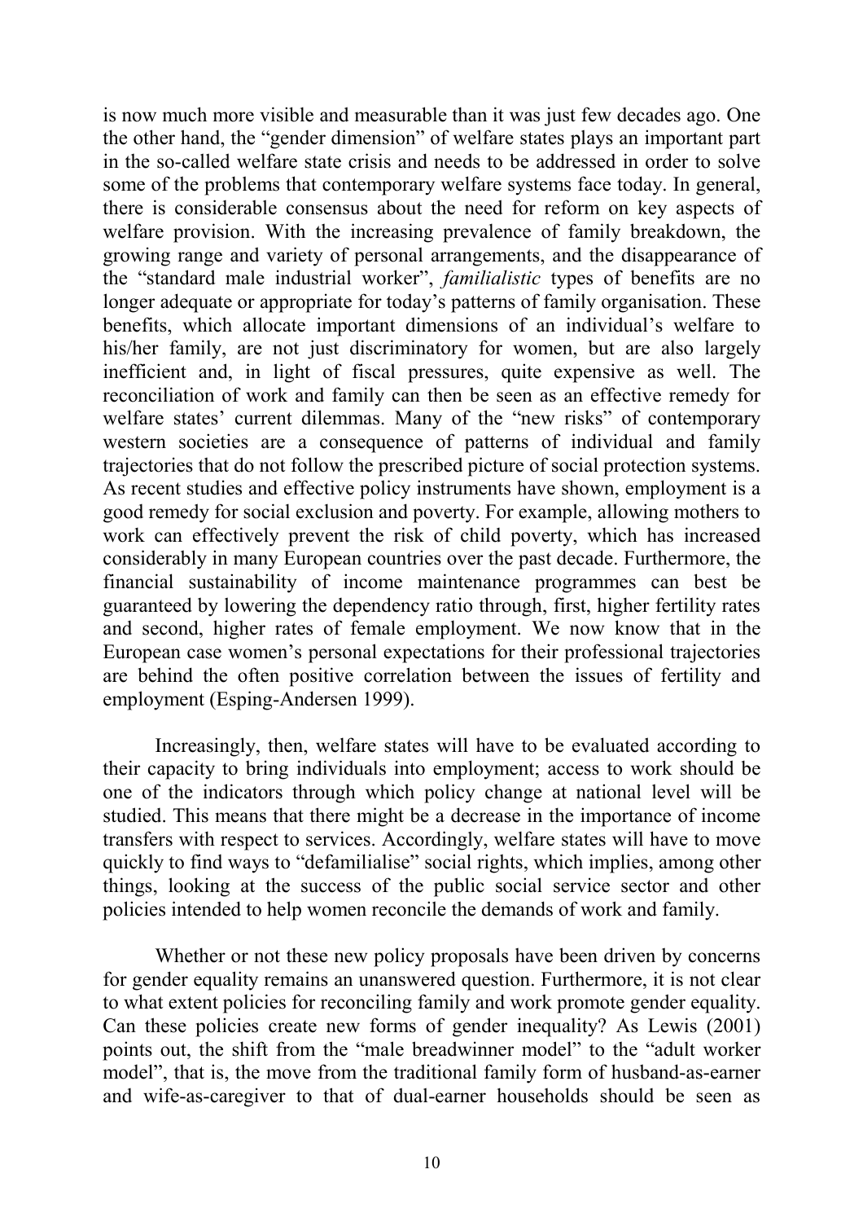is now much more visible and measurable than it was just few decades ago. One the other hand, the "gender dimension" of welfare states plays an important part in the so-called welfare state crisis and needs to be addressed in order to solve some of the problems that contemporary welfare systems face today. In general, there is considerable consensus about the need for reform on key aspects of welfare provision. With the increasing prevalence of family breakdown, the growing range and variety of personal arrangements, and the disappearance of the "standard male industrial worker", *familialistic* types of benefits are no longer adequate or appropriate for today's patterns of family organisation. These benefits, which allocate important dimensions of an individual's welfare to his/her family, are not just discriminatory for women, but are also largely inefficient and, in light of fiscal pressures, quite expensive as well. The reconciliation of work and family can then be seen as an effective remedy for welfare states' current dilemmas. Many of the "new risks" of contemporary western societies are a consequence of patterns of individual and family trajectories that do not follow the prescribed picture of social protection systems. As recent studies and effective policy instruments have shown, employment is a good remedy for social exclusion and poverty. For example, allowing mothers to work can effectively prevent the risk of child poverty, which has increased considerably in many European countries over the past decade. Furthermore, the financial sustainability of income maintenance programmes can best be guaranteed by lowering the dependency ratio through, first, higher fertility rates and second, higher rates of female employment. We now know that in the European case women's personal expectations for their professional trajectories are behind the often positive correlation between the issues of fertility and employment (Esping-Andersen 1999).

Increasingly, then, welfare states will have to be evaluated according to their capacity to bring individuals into employment; access to work should be one of the indicators through which policy change at national level will be studied. This means that there might be a decrease in the importance of income transfers with respect to services. Accordingly, welfare states will have to move quickly to find ways to "defamilialise" social rights, which implies, among other things, looking at the success of the public social service sector and other policies intended to help women reconcile the demands of work and family.

Whether or not these new policy proposals have been driven by concerns for gender equality remains an unanswered question. Furthermore, it is not clear to what extent policies for reconciling family and work promote gender equality. Can these policies create new forms of gender inequality? As Lewis (2001) points out, the shift from the "male breadwinner model" to the "adult worker model", that is, the move from the traditional family form of husband-as-earner and wife-as-caregiver to that of dual-earner households should be seen as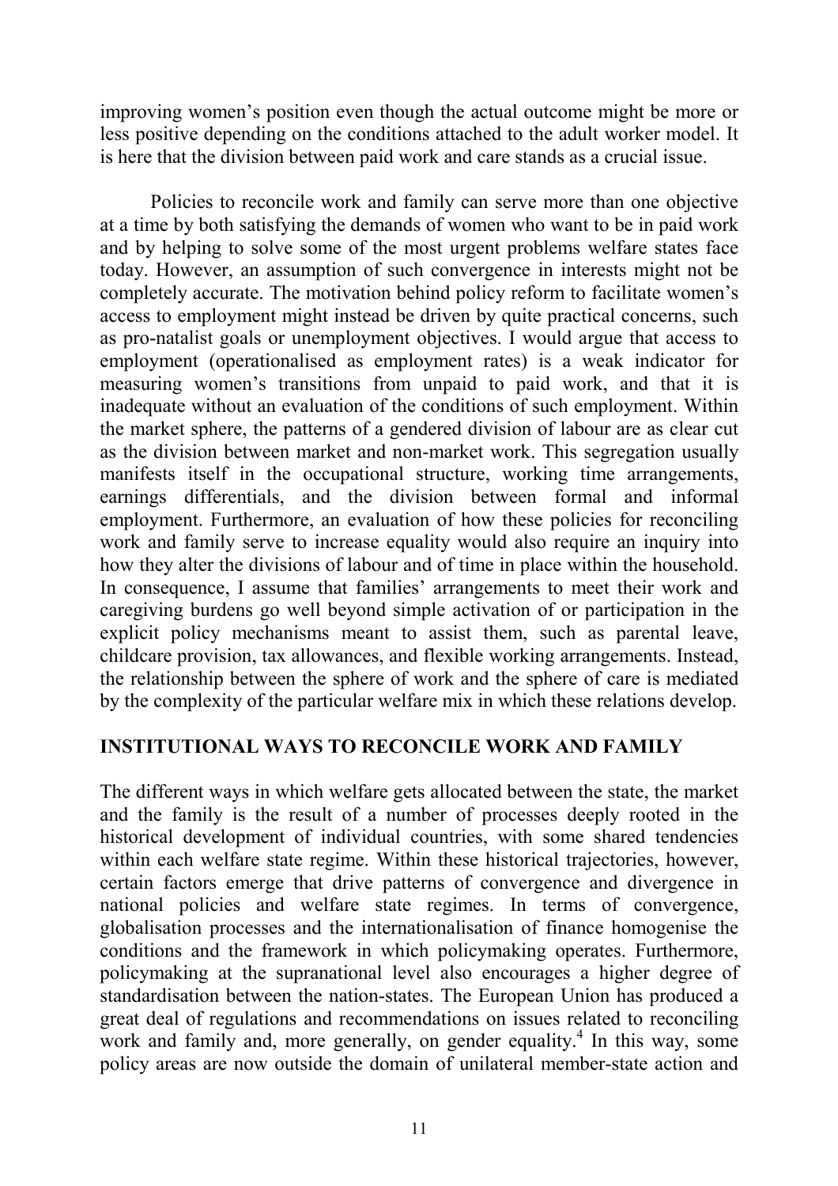improving women's position even though the actual outcome might be more or less positive depending on the conditions attached to the adult worker model. It is here that the division between paid work and care stands as a crucial issue.

Policies to reconcile work and family can serve more than one objective at a time by both satisfying the demands of women who want to be in paid work and by helping to solve some of the most urgent problems welfare states face today. However, an assumption of such convergence in interests might not be completely accurate. The motivation behind policy reform to facilitate women's access to employment might instead be driven by quite practical concerns, such as pro-natalist goals or unemployment objectives. I would argue that access to employment (operationalised as employment rates) is a weak indicator for measuring women's transitions from unpaid to paid work, and that it is inadequate without an evaluation of the conditions of such employment. Within the market sphere, the patterns of a gendered division of labour are as clear cut as the division between market and non-market work. This segregation usually manifests itself in the occupational structure, working time arrangements, earnings differentials, and the division between formal and informal employment. Furthermore, an evaluation of how these policies for reconciling work and family serve to increase equality would also require an inquiry into how they alter the divisions of labour and of time in place within the household. In consequence, I assume that families' arrangements to meet their work and caregiving burdens go well beyond simple activation of or participation in the explicit policy mechanisms meant to assist them, such as parental leave, childcare provision, tax allowances, and flexible working arrangements. Instead, the relationship between the sphere of work and the sphere of care is mediated by the complexity of the particular welfare mix in which these relations develop.

## INSTITUTIONAL WAYS TO RECONCILE WORK AND FAMILY

The different ways in which welfare gets allocated between the state, the market and the family is the result of a number of processes deeply rooted in the historical development of individual countries, with some shared tendencies within each welfare state regime. Within these historical trajectories, however, certain factors emerge that drive patterns of convergence and divergence in national policies and welfare state regimes. In terms of convergence, globalisation processes and the internationalisation of finance homogenise the conditions and the framework in which policymaking operates. Furthermore, policymaking at the supranational level also encourages a higher degree of standardisation between the nation-states. The European Union has produced a great deal of regulations and recommendations on issues related to reconciling work and family and, more generally, on gender equality.[4] In this way, some policy areas are now outside the domain of unilateral member-state action and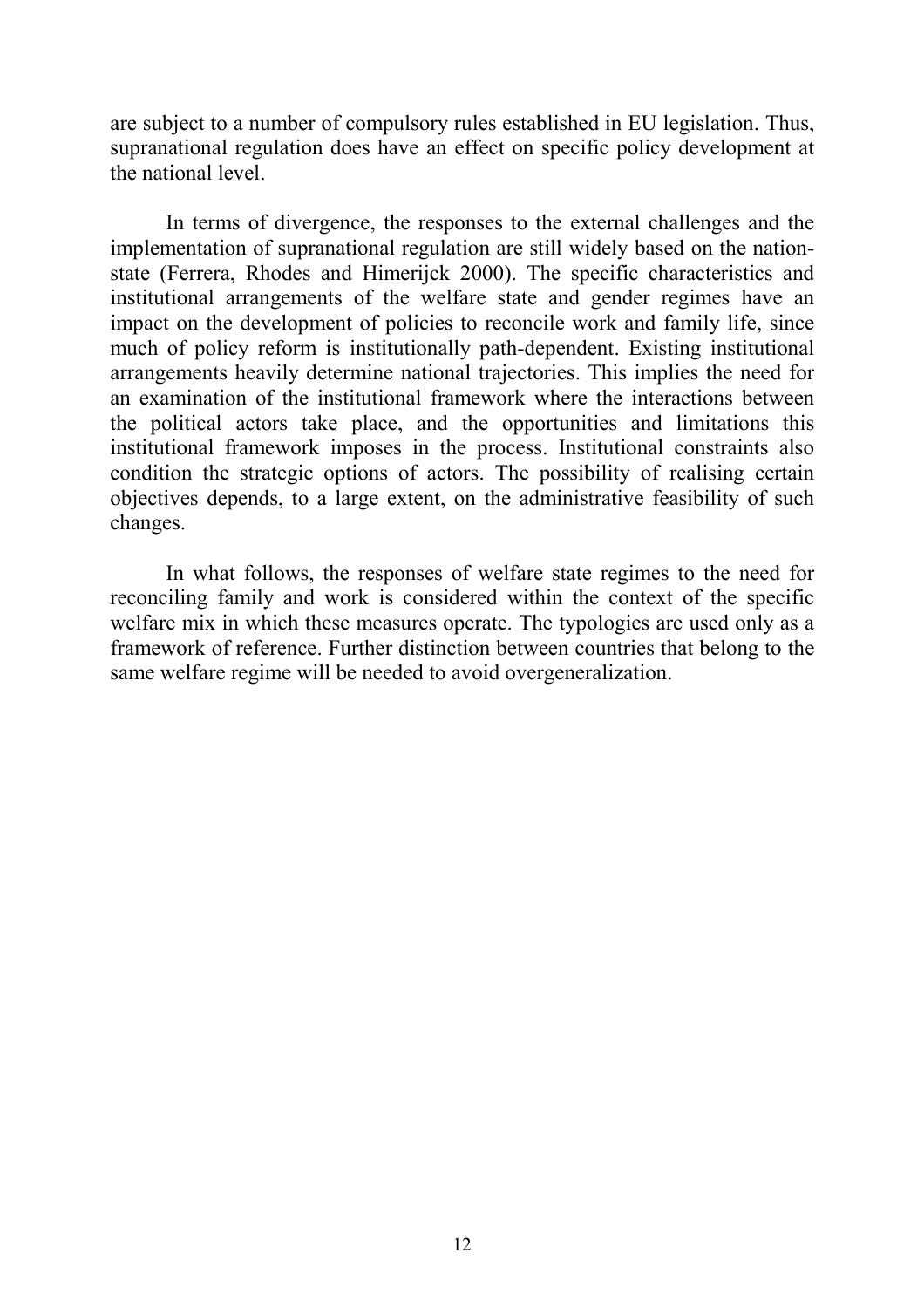are subject to a number of compulsory rules established in EU legislation. Thus, supranational regulation does have an effect on specific policy development at the national level.

In terms of divergence, the responses to the external challenges and the implementation of supranational regulation are still widely based on the nation-state (Ferrera, Rhodes and Himerijck 2000). The specific characteristics and institutional arrangements of the welfare state and gender regimes have an impact on the development of policies to reconcile work and family life, since much of policy reform is institutionally path-dependent. Existing institutional arrangements heavily determine national trajectories. This implies the need for an examination of the institutional framework where the interactions between the political actors take place, and the opportunities and limitations this institutional framework imposes in the process. Institutional constraints also condition the strategic options of actors. The possibility of realising certain objectives depends, to a large extent, on the administrative feasibility of such changes.

In what follows, the responses of welfare state regimes to the need for reconciling family and work is considered within the context of the specific welfare mix in which these measures operate. The typologies are used only as a framework of reference. Further distinction between countries that belong to the same welfare regime will be needed to avoid overgeneralization.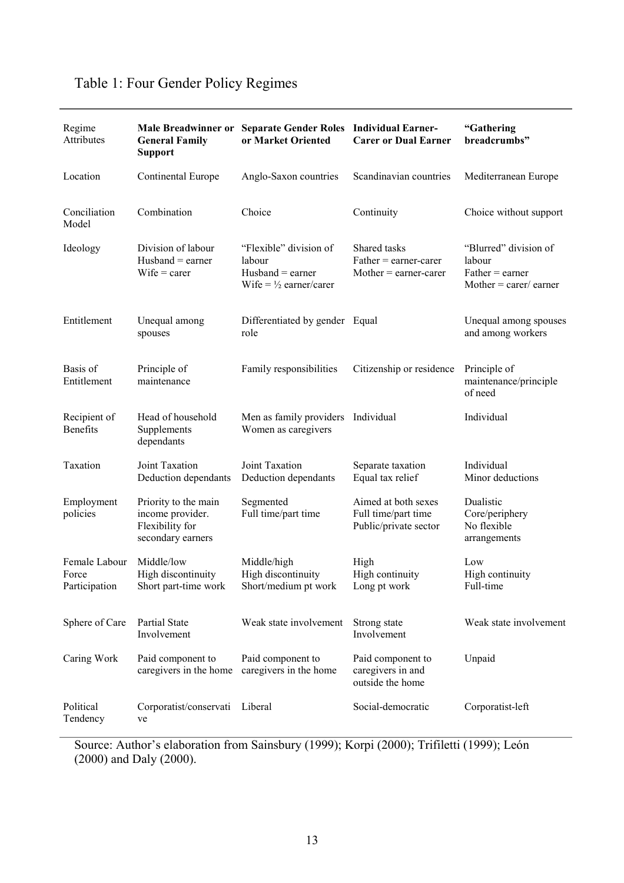Table 1: Four Gender Policy Regimes

| Regime Attributes | **Male Breadwinner or General Family Support** | **Separate Gender Roles or Market Oriented** | **Individual Earner-Carer or Dual Earner** | **"Gathering breadcrumbs"** |
|---|---|---|---|---|
| Location | Continental Europe | Anglo-Saxon countries | Scandinavian countries | Mediterranean Europe |
| Conciliation Model | Combination | Choice | Continuity | Choice without support |
| Ideology | Division of labour<br>Husband = earner<br>Wife = carer | "Flexible" division of labour<br>Husband = earner<br>Wife = ½ earner/carer | Shared tasks<br>Father = earner-carer<br>Mother = earner-carer | "Blurred" division of labour<br>Father = earner<br>Mother = carer/ earner |
| Entitlement | Unequal among spouses | Differentiated by gender role | Equal | Unequal among spouses and among workers |
| Basis of Entitlement | Principle of maintenance | Family responsibilities | Citizenship or residence | Principle of maintenance/principle of need |
| Recipient of Benefits | Head of household<br>Supplements dependants | Men as family providers<br>Women as caregivers | Individual | Individual |
| Taxation | Joint Taxation<br>Deduction dependants | Joint Taxation<br>Deduction dependants | Separate taxation<br>Equal tax relief | Individual<br>Minor deductions |
| Employment policies | Priority to the main income provider.<br>Flexibility for secondary earners | Segmented<br>Full time/part time | Aimed at both sexes<br>Full time/part time<br>Public/private sector | Dualistic<br>Core/periphery<br>No flexible arrangements |
| Female Labour Force Participation | Middle/low<br>High discontinuity<br>Short part-time work | Middle/high<br>High discontinuity<br>Short/medium pt work | High<br>High continuity<br>Long pt work | Low<br>High continuity<br>Full-time |
| Sphere of Care | Partial State Involvement | Weak state involvement | Strong state Involvement | Weak state involvement |
| Caring Work | Paid component to caregivers in the home | Paid component to caregivers in the home | Paid component to caregivers in and outside the home | Unpaid |
| Political Tendency | Corporatist/conservative | Liberal | Social-democratic | Corporatist-left |

Source: Author's elaboration from Sainsbury (1999); Korpi (2000); Trifiletti (1999); León (2000) and Daly (2000).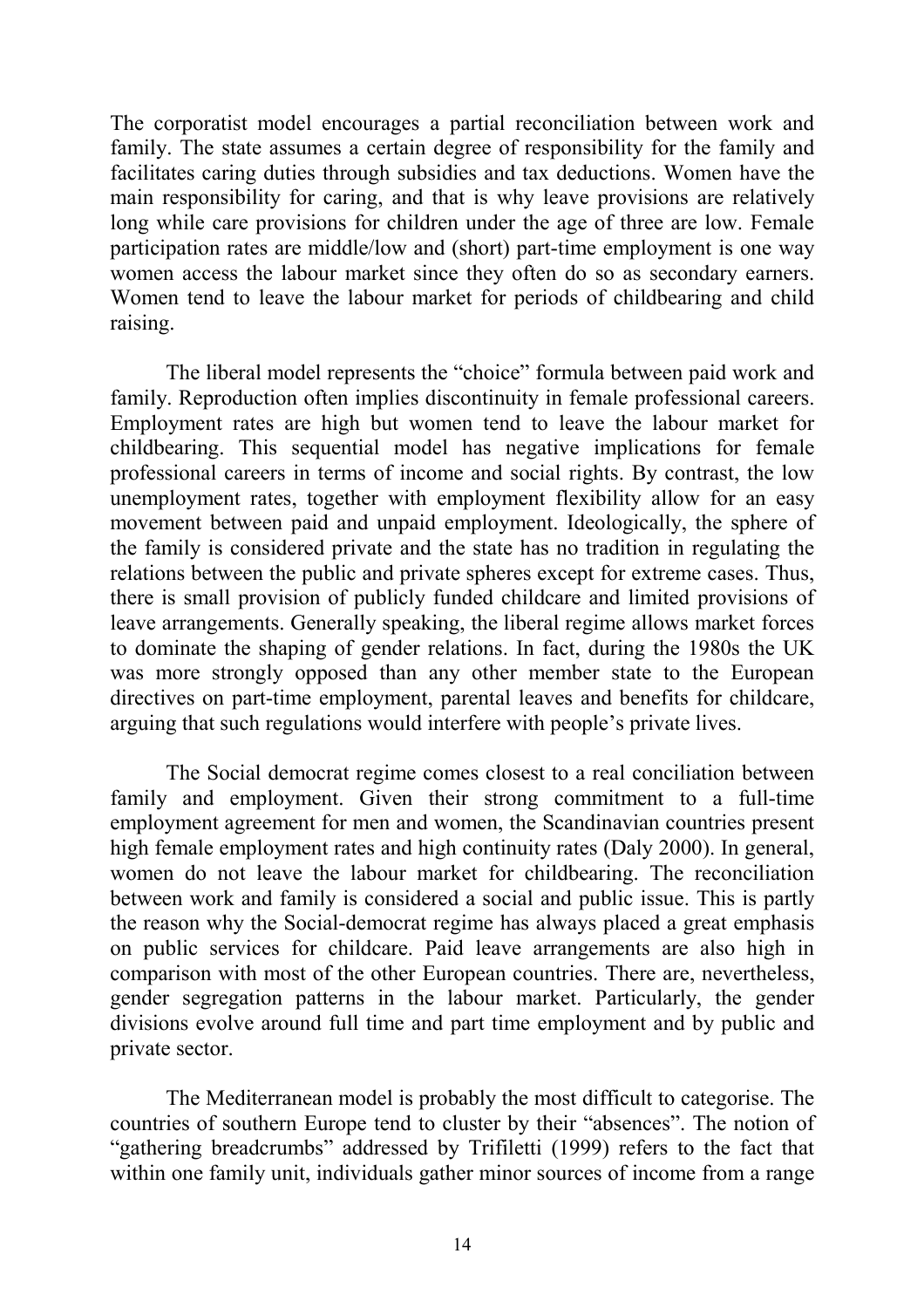The corporatist model encourages a partial reconciliation between work and family. The state assumes a certain degree of responsibility for the family and facilitates caring duties through subsidies and tax deductions. Women have the main responsibility for caring, and that is why leave provisions are relatively long while care provisions for children under the age of three are low. Female participation rates are middle/low and (short) part-time employment is one way women access the labour market since they often do so as secondary earners. Women tend to leave the labour market for periods of childbearing and child raising.

The liberal model represents the "choice" formula between paid work and family. Reproduction often implies discontinuity in female professional careers. Employment rates are high but women tend to leave the labour market for childbearing. This sequential model has negative implications for female professional careers in terms of income and social rights. By contrast, the low unemployment rates, together with employment flexibility allow for an easy movement between paid and unpaid employment. Ideologically, the sphere of the family is considered private and the state has no tradition in regulating the relations between the public and private spheres except for extreme cases. Thus, there is small provision of publicly funded childcare and limited provisions of leave arrangements. Generally speaking, the liberal regime allows market forces to dominate the shaping of gender relations. In fact, during the 1980s the UK was more strongly opposed than any other member state to the European directives on part-time employment, parental leaves and benefits for childcare, arguing that such regulations would interfere with people's private lives.

The Social democrat regime comes closest to a real conciliation between family and employment. Given their strong commitment to a full-time employment agreement for men and women, the Scandinavian countries present high female employment rates and high continuity rates (Daly 2000). In general, women do not leave the labour market for childbearing. The reconciliation between work and family is considered a social and public issue. This is partly the reason why the Social-democrat regime has always placed a great emphasis on public services for childcare. Paid leave arrangements are also high in comparison with most of the other European countries. There are, nevertheless, gender segregation patterns in the labour market. Particularly, the gender divisions evolve around full time and part time employment and by public and private sector.

The Mediterranean model is probably the most difficult to categorise. The countries of southern Europe tend to cluster by their "absences". The notion of "gathering breadcrumbs" addressed by Trifiletti (1999) refers to the fact that within one family unit, individuals gather minor sources of income from a range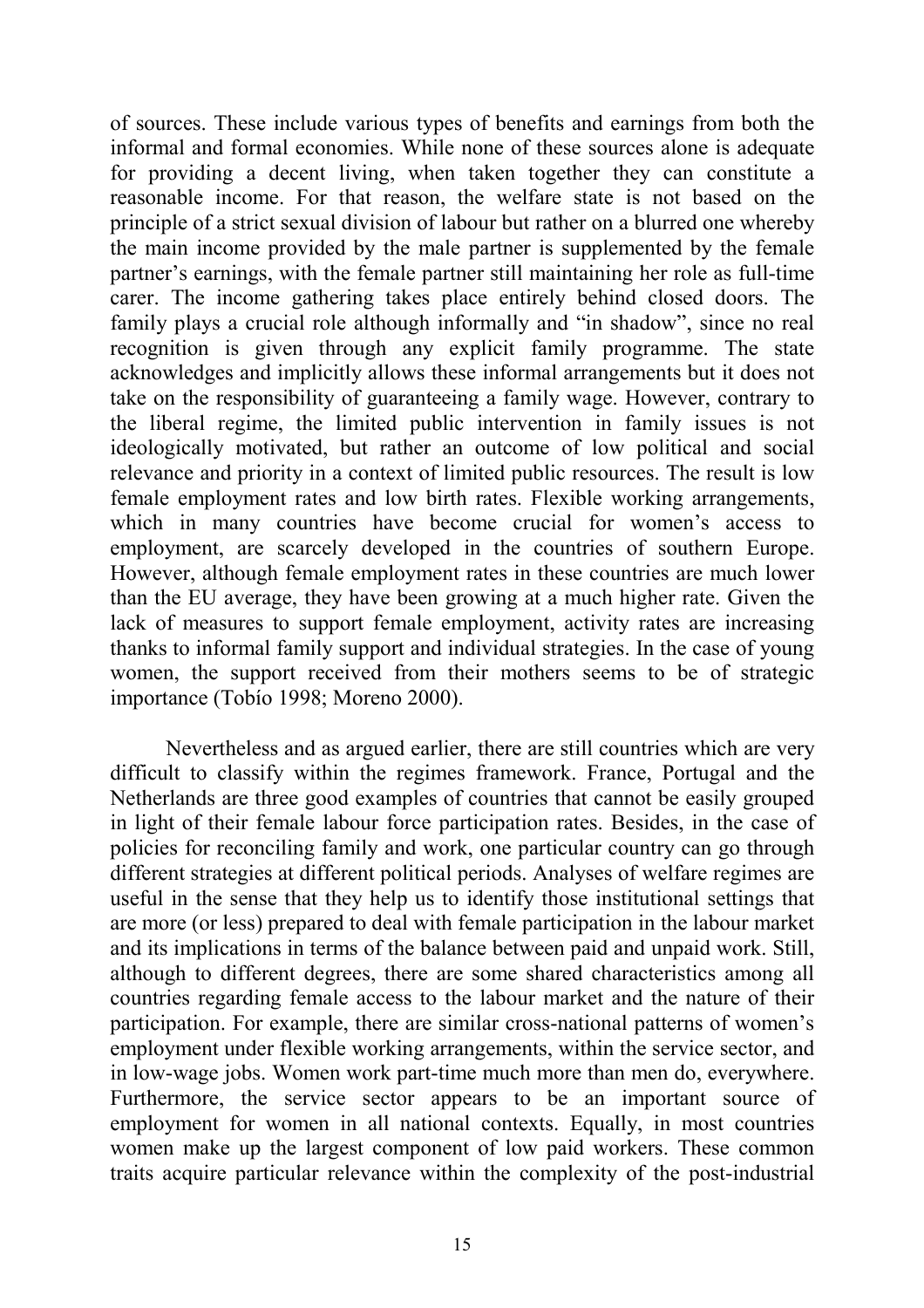of sources. These include various types of benefits and earnings from both the informal and formal economies. While none of these sources alone is adequate for providing a decent living, when taken together they can constitute a reasonable income. For that reason, the welfare state is not based on the principle of a strict sexual division of labour but rather on a blurred one whereby the main income provided by the male partner is supplemented by the female partner's earnings, with the female partner still maintaining her role as full-time carer. The income gathering takes place entirely behind closed doors. The family plays a crucial role although informally and "in shadow", since no real recognition is given through any explicit family programme. The state acknowledges and implicitly allows these informal arrangements but it does not take on the responsibility of guaranteeing a family wage. However, contrary to the liberal regime, the limited public intervention in family issues is not ideologically motivated, but rather an outcome of low political and social relevance and priority in a context of limited public resources. The result is low female employment rates and low birth rates. Flexible working arrangements, which in many countries have become crucial for women's access to employment, are scarcely developed in the countries of southern Europe. However, although female employment rates in these countries are much lower than the EU average, they have been growing at a much higher rate. Given the lack of measures to support female employment, activity rates are increasing thanks to informal family support and individual strategies. In the case of young women, the support received from their mothers seems to be of strategic importance (Tobío 1998; Moreno 2000).

Nevertheless and as argued earlier, there are still countries which are very difficult to classify within the regimes framework. France, Portugal and the Netherlands are three good examples of countries that cannot be easily grouped in light of their female labour force participation rates. Besides, in the case of policies for reconciling family and work, one particular country can go through different strategies at different political periods. Analyses of welfare regimes are useful in the sense that they help us to identify those institutional settings that are more (or less) prepared to deal with female participation in the labour market and its implications in terms of the balance between paid and unpaid work. Still, although to different degrees, there are some shared characteristics among all countries regarding female access to the labour market and the nature of their participation. For example, there are similar cross-national patterns of women's employment under flexible working arrangements, within the service sector, and in low-wage jobs. Women work part-time much more than men do, everywhere. Furthermore, the service sector appears to be an important source of employment for women in all national contexts. Equally, in most countries women make up the largest component of low paid workers. These common traits acquire particular relevance within the complexity of the post-industrial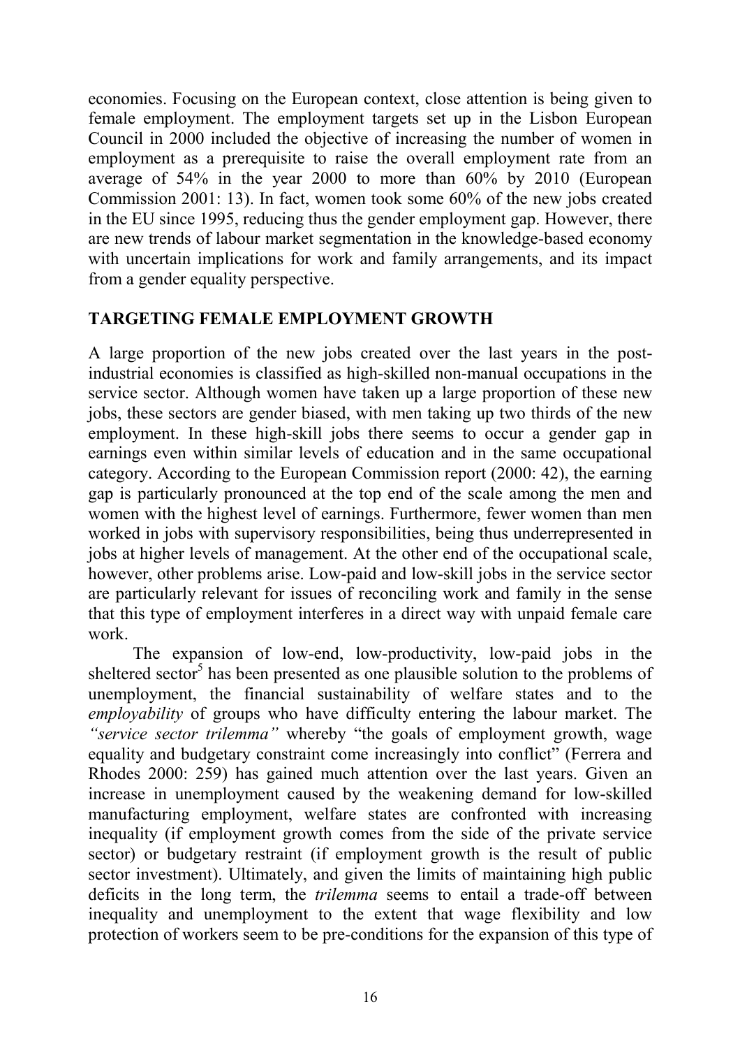economies. Focusing on the European context, close attention is being given to female employment. The employment targets set up in the Lisbon European Council in 2000 included the objective of increasing the number of women in employment as a prerequisite to raise the overall employment rate from an average of 54% in the year 2000 to more than 60% by 2010 (European Commission 2001: 13). In fact, women took some 60% of the new jobs created in the EU since 1995, reducing thus the gender employment gap. However, there are new trends of labour market segmentation in the knowledge-based economy with uncertain implications for work and family arrangements, and its impact from a gender equality perspective.

## TARGETING FEMALE EMPLOYMENT GROWTH

A large proportion of the new jobs created over the last years in the post-industrial economies is classified as high-skilled non-manual occupations in the service sector. Although women have taken up a large proportion of these new jobs, these sectors are gender biased, with men taking up two thirds of the new employment. In these high-skill jobs there seems to occur a gender gap in earnings even within similar levels of education and in the same occupational category. According to the European Commission report (2000: 42), the earning gap is particularly pronounced at the top end of the scale among the men and women with the highest level of earnings. Furthermore, fewer women than men worked in jobs with supervisory responsibilities, being thus underrepresented in jobs at higher levels of management. At the other end of the occupational scale, however, other problems arise. Low-paid and low-skill jobs in the service sector are particularly relevant for issues of reconciling work and family in the sense that this type of employment interferes in a direct way with unpaid female care work.

The expansion of low-end, low-productivity, low-paid jobs in the sheltered sector[5] has been presented as one plausible solution to the problems of unemployment, the financial sustainability of welfare states and to the *employability* of groups who have difficulty entering the labour market. The *"service sector trilemma"* whereby "the goals of employment growth, wage equality and budgetary constraint come increasingly into conflict" (Ferrera and Rhodes 2000: 259) has gained much attention over the last years. Given an increase in unemployment caused by the weakening demand for low-skilled manufacturing employment, welfare states are confronted with increasing inequality (if employment growth comes from the side of the private service sector) or budgetary restraint (if employment growth is the result of public sector investment). Ultimately, and given the limits of maintaining high public deficits in the long term, the *trilemma* seems to entail a trade-off between inequality and unemployment to the extent that wage flexibility and low protection of workers seem to be pre-conditions for the expansion of this type of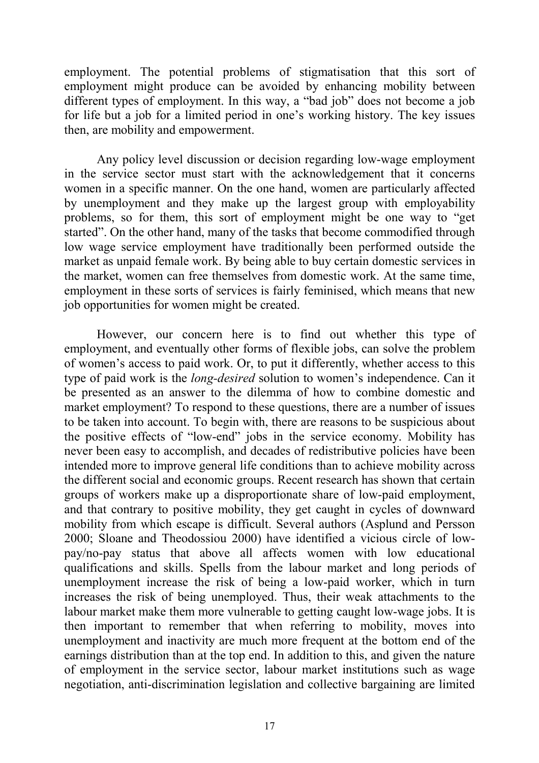employment. The potential problems of stigmatisation that this sort of employment might produce can be avoided by enhancing mobility between different types of employment. In this way, a "bad job" does not become a job for life but a job for a limited period in one's working history. The key issues then, are mobility and empowerment.

Any policy level discussion or decision regarding low-wage employment in the service sector must start with the acknowledgement that it concerns women in a specific manner. On the one hand, women are particularly affected by unemployment and they make up the largest group with employability problems, so for them, this sort of employment might be one way to "get started". On the other hand, many of the tasks that become commodified through low wage service employment have traditionally been performed outside the market as unpaid female work. By being able to buy certain domestic services in the market, women can free themselves from domestic work. At the same time, employment in these sorts of services is fairly feminised, which means that new job opportunities for women might be created.

However, our concern here is to find out whether this type of employment, and eventually other forms of flexible jobs, can solve the problem of women's access to paid work. Or, to put it differently, whether access to this type of paid work is the *long-desired* solution to women's independence. Can it be presented as an answer to the dilemma of how to combine domestic and market employment? To respond to these questions, there are a number of issues to be taken into account. To begin with, there are reasons to be suspicious about the positive effects of "low-end" jobs in the service economy. Mobility has never been easy to accomplish, and decades of redistributive policies have been intended more to improve general life conditions than to achieve mobility across the different social and economic groups. Recent research has shown that certain groups of workers make up a disproportionate share of low-paid employment, and that contrary to positive mobility, they get caught in cycles of downward mobility from which escape is difficult. Several authors (Asplund and Persson 2000; Sloane and Theodossiou 2000) have identified a vicious circle of low-pay/no-pay status that above all affects women with low educational qualifications and skills. Spells from the labour market and long periods of unemployment increase the risk of being a low-paid worker, which in turn increases the risk of being unemployed. Thus, their weak attachments to the labour market make them more vulnerable to getting caught low-wage jobs. It is then important to remember that when referring to mobility, moves into unemployment and inactivity are much more frequent at the bottom end of the earnings distribution than at the top end. In addition to this, and given the nature of employment in the service sector, labour market institutions such as wage negotiation, anti-discrimination legislation and collective bargaining are limited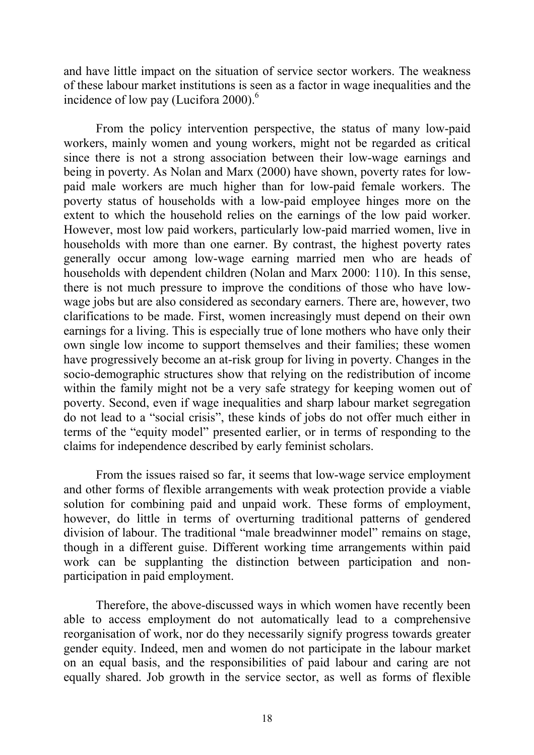and have little impact on the situation of service sector workers. The weakness of these labour market institutions is seen as a factor in wage inequalities and the incidence of low pay (Lucifora 2000).[6]

From the policy intervention perspective, the status of many low-paid workers, mainly women and young workers, might not be regarded as critical since there is not a strong association between their low-wage earnings and being in poverty. As Nolan and Marx (2000) have shown, poverty rates for low-paid male workers are much higher than for low-paid female workers. The poverty status of households with a low-paid employee hinges more on the extent to which the household relies on the earnings of the low paid worker. However, most low paid workers, particularly low-paid married women, live in households with more than one earner. By contrast, the highest poverty rates generally occur among low-wage earning married men who are heads of households with dependent children (Nolan and Marx 2000: 110). In this sense, there is not much pressure to improve the conditions of those who have low-wage jobs but are also considered as secondary earners. There are, however, two clarifications to be made. First, women increasingly must depend on their own earnings for a living. This is especially true of lone mothers who have only their own single low income to support themselves and their families; these women have progressively become an at-risk group for living in poverty. Changes in the socio-demographic structures show that relying on the redistribution of income within the family might not be a very safe strategy for keeping women out of poverty. Second, even if wage inequalities and sharp labour market segregation do not lead to a "social crisis", these kinds of jobs do not offer much either in terms of the "equity model" presented earlier, or in terms of responding to the claims for independence described by early feminist scholars.

From the issues raised so far, it seems that low-wage service employment and other forms of flexible arrangements with weak protection provide a viable solution for combining paid and unpaid work. These forms of employment, however, do little in terms of overturning traditional patterns of gendered division of labour. The traditional "male breadwinner model" remains on stage, though in a different guise. Different working time arrangements within paid work can be supplanting the distinction between participation and non-participation in paid employment.

Therefore, the above-discussed ways in which women have recently been able to access employment do not automatically lead to a comprehensive reorganisation of work, nor do they necessarily signify progress towards greater gender equity. Indeed, men and women do not participate in the labour market on an equal basis, and the responsibilities of paid labour and caring are not equally shared. Job growth in the service sector, as well as forms of flexible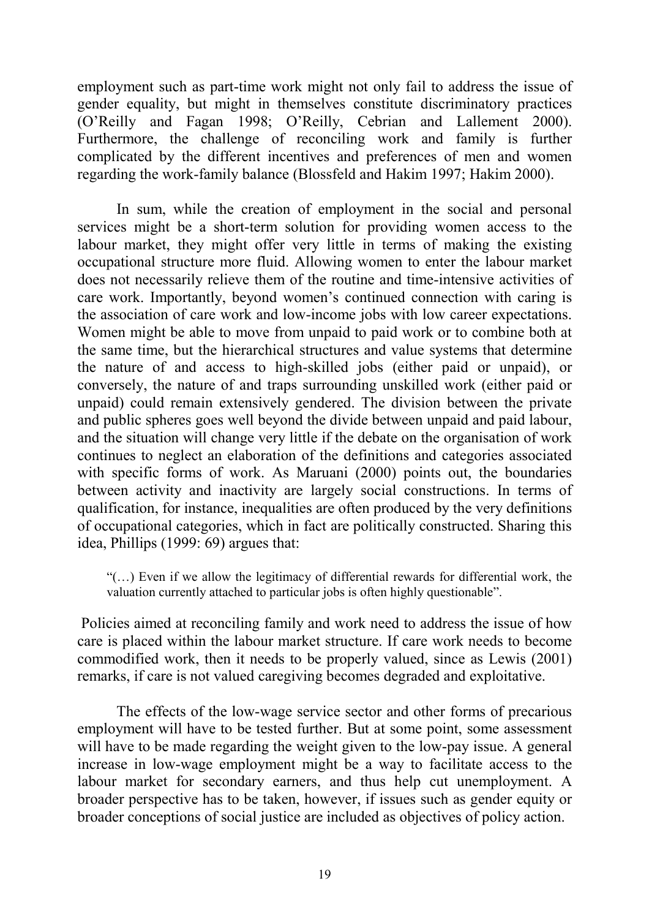employment such as part-time work might not only fail to address the issue of gender equality, but might in themselves constitute discriminatory practices (O'Reilly and Fagan 1998; O'Reilly, Cebrian and Lallement 2000). Furthermore, the challenge of reconciling work and family is further complicated by the different incentives and preferences of men and women regarding the work-family balance (Blossfeld and Hakim 1997; Hakim 2000).

In sum, while the creation of employment in the social and personal services might be a short-term solution for providing women access to the labour market, they might offer very little in terms of making the existing occupational structure more fluid. Allowing women to enter the labour market does not necessarily relieve them of the routine and time-intensive activities of care work. Importantly, beyond women's continued connection with caring is the association of care work and low-income jobs with low career expectations. Women might be able to move from unpaid to paid work or to combine both at the same time, but the hierarchical structures and value systems that determine the nature of and access to high-skilled jobs (either paid or unpaid), or conversely, the nature of and traps surrounding unskilled work (either paid or unpaid) could remain extensively gendered. The division between the private and public spheres goes well beyond the divide between unpaid and paid labour, and the situation will change very little if the debate on the organisation of work continues to neglect an elaboration of the definitions and categories associated with specific forms of work. As Maruani (2000) points out, the boundaries between activity and inactivity are largely social constructions. In terms of qualification, for instance, inequalities are often produced by the very definitions of occupational categories, which in fact are politically constructed. Sharing this idea, Phillips (1999: 69) argues that:

> "(…) Even if we allow the legitimacy of differential rewards for differential work, the valuation currently attached to particular jobs is often highly questionable".

Policies aimed at reconciling family and work need to address the issue of how care is placed within the labour market structure. If care work needs to become commodified work, then it needs to be properly valued, since as Lewis (2001) remarks, if care is not valued caregiving becomes degraded and exploitative.

The effects of the low-wage service sector and other forms of precarious employment will have to be tested further. But at some point, some assessment will have to be made regarding the weight given to the low-pay issue. A general increase in low-wage employment might be a way to facilitate access to the labour market for secondary earners, and thus help cut unemployment. A broader perspective has to be taken, however, if issues such as gender equity or broader conceptions of social justice are included as objectives of policy action.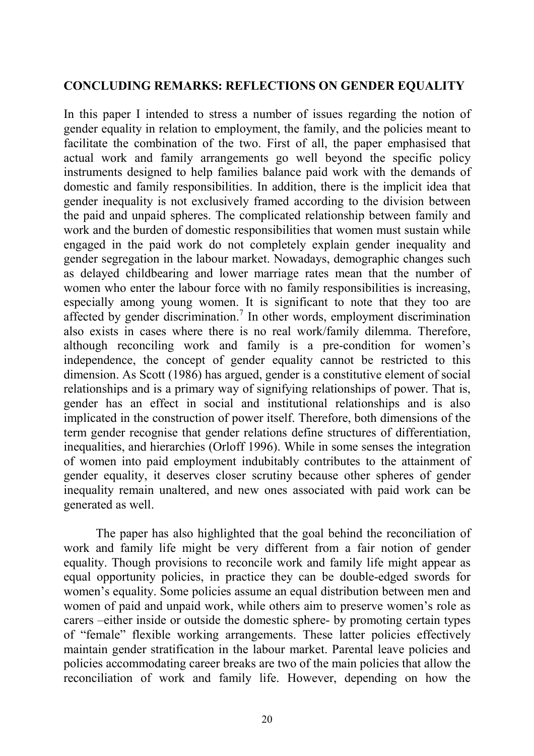## CONCLUDING REMARKS: REFLECTIONS ON GENDER EQUALITY

In this paper I intended to stress a number of issues regarding the notion of gender equality in relation to employment, the family, and the policies meant to facilitate the combination of the two. First of all, the paper emphasised that actual work and family arrangements go well beyond the specific policy instruments designed to help families balance paid work with the demands of domestic and family responsibilities. In addition, there is the implicit idea that gender inequality is not exclusively framed according to the division between the paid and unpaid spheres. The complicated relationship between family and work and the burden of domestic responsibilities that women must sustain while engaged in the paid work do not completely explain gender inequality and gender segregation in the labour market. Nowadays, demographic changes such as delayed childbearing and lower marriage rates mean that the number of women who enter the labour force with no family responsibilities is increasing, especially among young women. It is significant to note that they too are affected by gender discrimination.[7] In other words, employment discrimination also exists in cases where there is no real work/family dilemma. Therefore, although reconciling work and family is a pre-condition for women's independence, the concept of gender equality cannot be restricted to this dimension. As Scott (1986) has argued, gender is a constitutive element of social relationships and is a primary way of signifying relationships of power. That is, gender has an effect in social and institutional relationships and is also implicated in the construction of power itself. Therefore, both dimensions of the term gender recognise that gender relations define structures of differentiation, inequalities, and hierarchies (Orloff 1996). While in some senses the integration of women into paid employment indubitably contributes to the attainment of gender equality, it deserves closer scrutiny because other spheres of gender inequality remain unaltered, and new ones associated with paid work can be generated as well.

The paper has also highlighted that the goal behind the reconciliation of work and family life might be very different from a fair notion of gender equality. Though provisions to reconcile work and family life might appear as equal opportunity policies, in practice they can be double-edged swords for women's equality. Some policies assume an equal distribution between men and women of paid and unpaid work, while others aim to preserve women's role as carers –either inside or outside the domestic sphere- by promoting certain types of "female" flexible working arrangements. These latter policies effectively maintain gender stratification in the labour market. Parental leave policies and policies accommodating career breaks are two of the main policies that allow the reconciliation of work and family life. However, depending on how the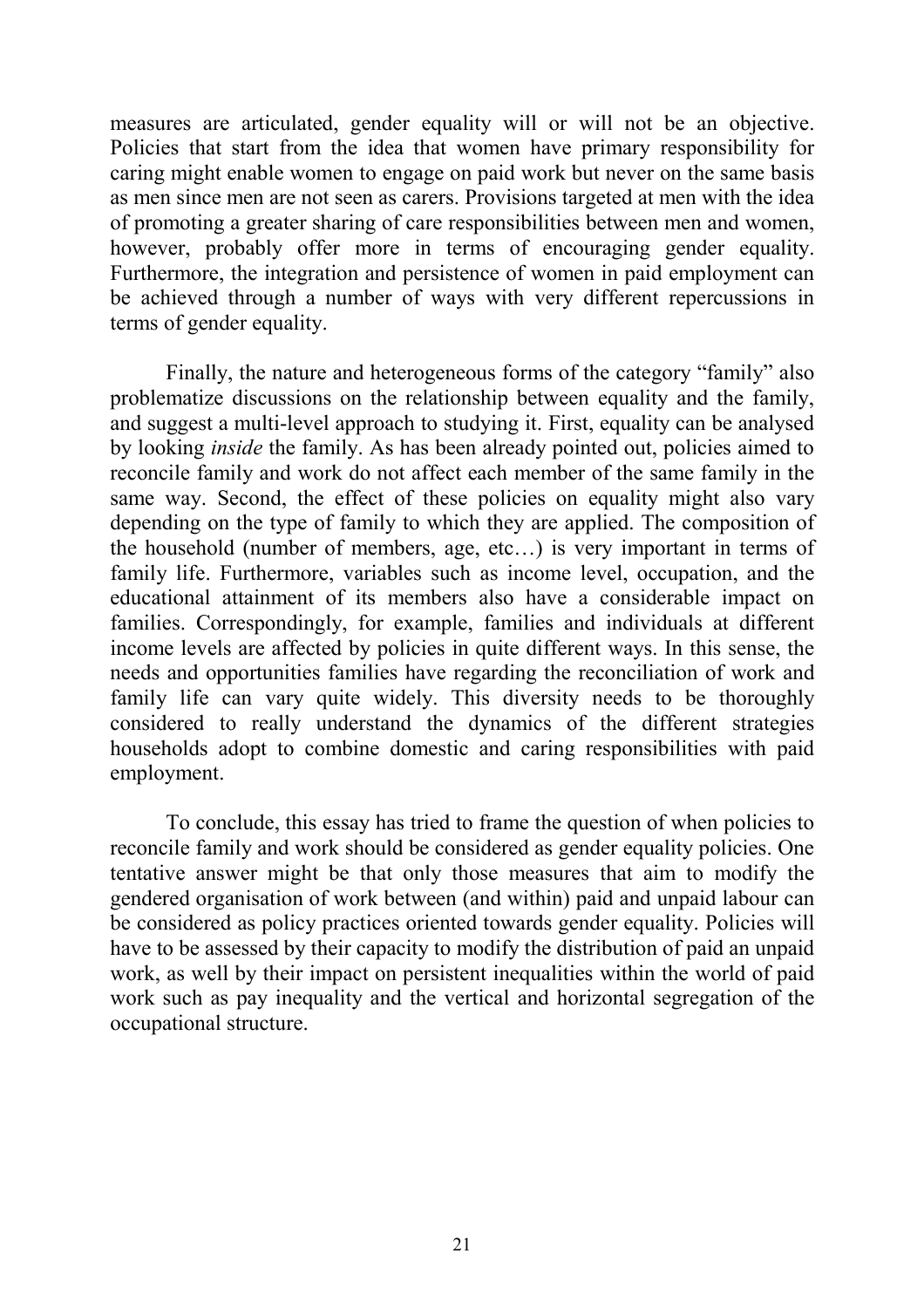measures are articulated, gender equality will or will not be an objective. Policies that start from the idea that women have primary responsibility for caring might enable women to engage on paid work but never on the same basis as men since men are not seen as carers. Provisions targeted at men with the idea of promoting a greater sharing of care responsibilities between men and women, however, probably offer more in terms of encouraging gender equality. Furthermore, the integration and persistence of women in paid employment can be achieved through a number of ways with very different repercussions in terms of gender equality.

Finally, the nature and heterogeneous forms of the category "family" also problematize discussions on the relationship between equality and the family, and suggest a multi-level approach to studying it. First, equality can be analysed by looking *inside* the family. As has been already pointed out, policies aimed to reconcile family and work do not affect each member of the same family in the same way. Second, the effect of these policies on equality might also vary depending on the type of family to which they are applied. The composition of the household (number of members, age, etc…) is very important in terms of family life. Furthermore, variables such as income level, occupation, and the educational attainment of its members also have a considerable impact on families. Correspondingly, for example, families and individuals at different income levels are affected by policies in quite different ways. In this sense, the needs and opportunities families have regarding the reconciliation of work and family life can vary quite widely. This diversity needs to be thoroughly considered to really understand the dynamics of the different strategies households adopt to combine domestic and caring responsibilities with paid employment.

To conclude, this essay has tried to frame the question of when policies to reconcile family and work should be considered as gender equality policies. One tentative answer might be that only those measures that aim to modify the gendered organisation of work between (and within) paid and unpaid labour can be considered as policy practices oriented towards gender equality. Policies will have to be assessed by their capacity to modify the distribution of paid an unpaid work, as well by their impact on persistent inequalities within the world of paid work such as pay inequality and the vertical and horizontal segregation of the occupational structure.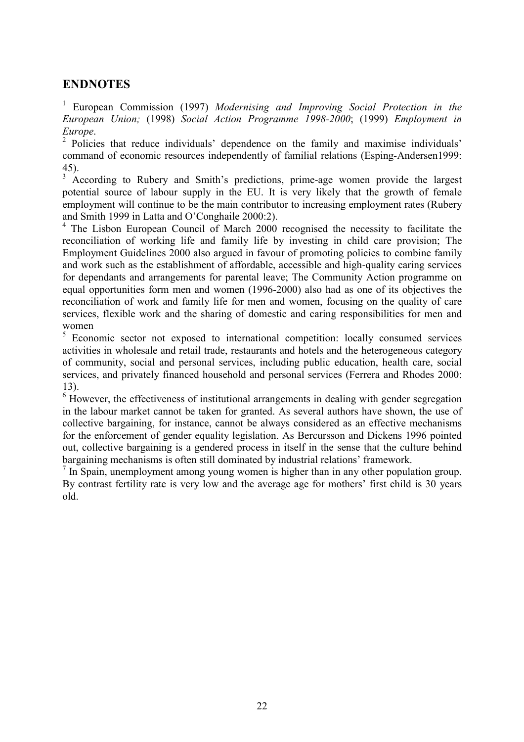## ENDNOTES

[1] European Commission (1997) *Modernising and Improving Social Protection in the European Union;* (1998) *Social Action Programme 1998-2000*; (1999) *Employment in Europe*.

[2] Policies that reduce individuals' dependence on the family and maximise individuals' command of economic resources independently of familial relations (Esping-Andersen1999: 45).

[3] According to Rubery and Smith's predictions, prime-age women provide the largest potential source of labour supply in the EU. It is very likely that the growth of female employment will continue to be the main contributor to increasing employment rates (Rubery and Smith 1999 in Latta and O'Conghaile 2000:2).

[4] The Lisbon European Council of March 2000 recognised the necessity to facilitate the reconciliation of working life and family life by investing in child care provision; The Employment Guidelines 2000 also argued in favour of promoting policies to combine family and work such as the establishment of affordable, accessible and high-quality caring services for dependants and arrangements for parental leave; The Community Action programme on equal opportunities form men and women (1996-2000) also had as one of its objectives the reconciliation of work and family life for men and women, focusing on the quality of care services, flexible work and the sharing of domestic and caring responsibilities for men and women

[5] Economic sector not exposed to international competition: locally consumed services activities in wholesale and retail trade, restaurants and hotels and the heterogeneous category of community, social and personal services, including public education, health care, social services, and privately financed household and personal services (Ferrera and Rhodes 2000: 13).

[6] However, the effectiveness of institutional arrangements in dealing with gender segregation in the labour market cannot be taken for granted. As several authors have shown, the use of collective bargaining, for instance, cannot be always considered as an effective mechanisms for the enforcement of gender equality legislation. As Bercursson and Dickens 1996 pointed out, collective bargaining is a gendered process in itself in the sense that the culture behind bargaining mechanisms is often still dominated by industrial relations' framework.

[7] In Spain, unemployment among young women is higher than in any other population group. By contrast fertility rate is very low and the average age for mothers' first child is 30 years old.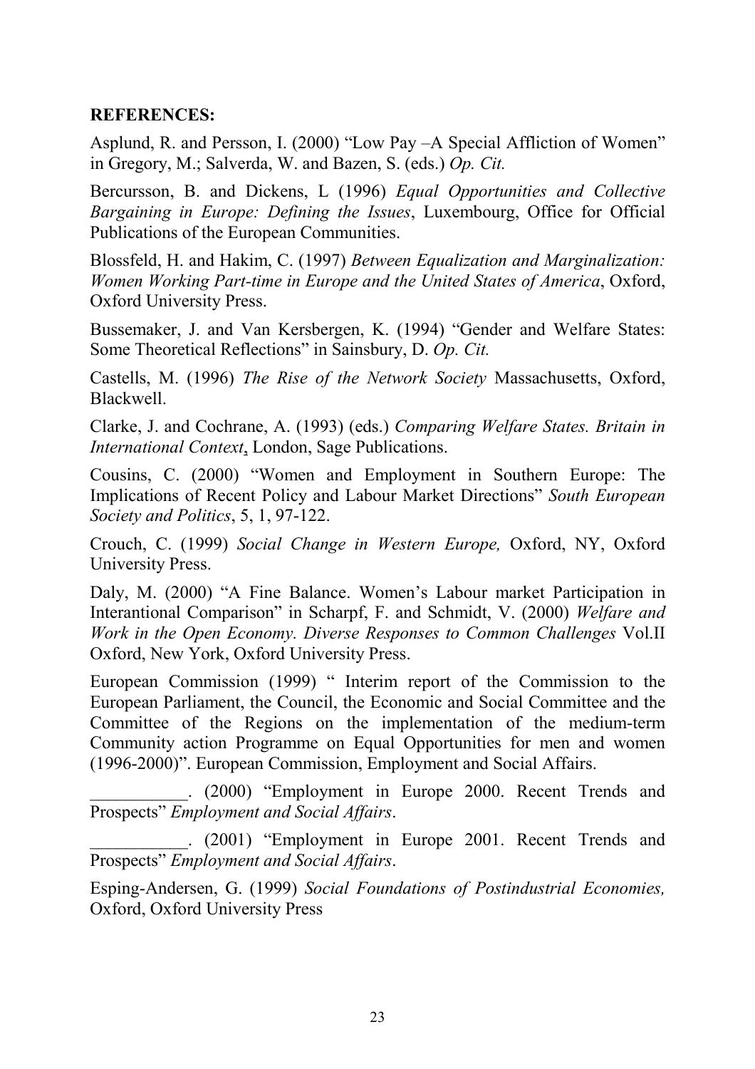**REFERENCES:**

Asplund, R. and Persson, I. (2000) "Low Pay –A Special Affliction of Women" in Gregory, M.; Salverda, W. and Bazen, S. (eds.) *Op. Cit.*

Bercursson, B. and Dickens, L (1996) *Equal Opportunities and Collective Bargaining in Europe: Defining the Issues*, Luxembourg, Office for Official Publications of the European Communities.

Blossfeld, H. and Hakim, C. (1997) *Between Equalization and Marginalization: Women Working Part-time in Europe and the United States of America*, Oxford, Oxford University Press.

Bussemaker, J. and Van Kersbergen, K. (1994) "Gender and Welfare States: Some Theoretical Reflections" in Sainsbury, D. *Op. Cit.*

Castells, M. (1996) *The Rise of the Network Society* Massachusetts, Oxford, Blackwell.

Clarke, J. and Cochrane, A. (1993) (eds.) *Comparing Welfare States. Britain in International Context*, London, Sage Publications.

Cousins, C. (2000) "Women and Employment in Southern Europe: The Implications of Recent Policy and Labour Market Directions" *South European Society and Politics*, 5, 1, 97-122.

Crouch, C. (1999) *Social Change in Western Europe,* Oxford, NY, Oxford University Press.

Daly, M. (2000) "A Fine Balance. Women's Labour market Participation in Interantional Comparison" in Scharpf, F. and Schmidt, V. (2000) *Welfare and Work in the Open Economy. Diverse Responses to Common Challenges* Vol.II Oxford, New York, Oxford University Press.

European Commission (1999) " Interim report of the Commission to the European Parliament, the Council, the Economic and Social Committee and the Committee of the Regions on the implementation of the medium-term Community action Programme on Equal Opportunities for men and women (1996-2000)". European Commission, Employment and Social Affairs.

___________. (2000) "Employment in Europe 2000. Recent Trends and Prospects" *Employment and Social Affairs*.

___________. (2001) "Employment in Europe 2001. Recent Trends and Prospects" *Employment and Social Affairs*.

Esping-Andersen, G. (1999) *Social Foundations of Postindustrial Economies,* Oxford, Oxford University Press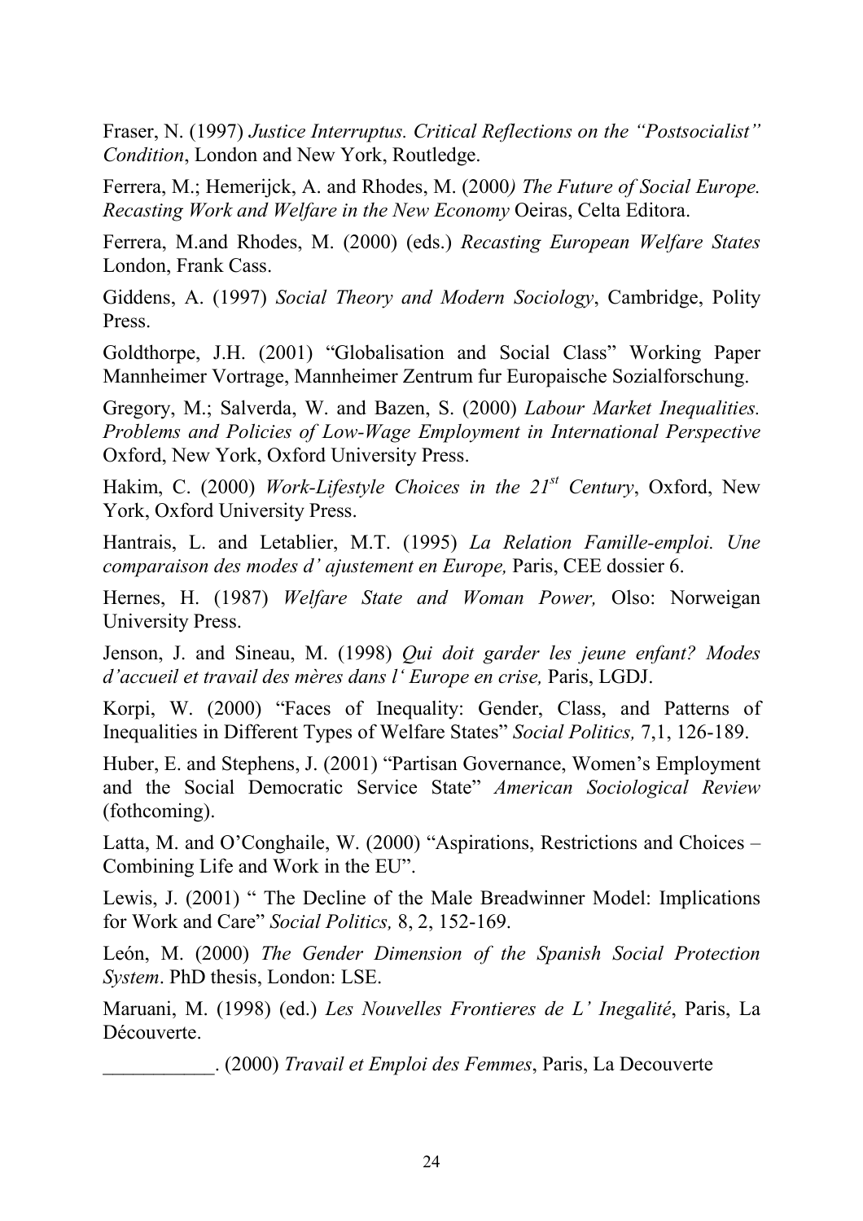Fraser, N. (1997) *Justice Interruptus. Critical Reflections on the "Postsocialist" Condition*, London and New York, Routledge.

Ferrera, M.; Hemerijck, A. and Rhodes, M. (2000*) The Future of Social Europe. Recasting Work and Welfare in the New Economy* Oeiras, Celta Editora.

Ferrera, M.and Rhodes, M. (2000) (eds.) *Recasting European Welfare States* London, Frank Cass.

Giddens, A. (1997) *Social Theory and Modern Sociology*, Cambridge, Polity Press.

Goldthorpe, J.H. (2001) "Globalisation and Social Class" Working Paper Mannheimer Vortrage, Mannheimer Zentrum fur Europaische Sozialforschung.

Gregory, M.; Salverda, W. and Bazen, S. (2000) *Labour Market Inequalities. Problems and Policies of Low-Wage Employment in International Perspective* Oxford, New York, Oxford University Press.

Hakim, C. (2000) *Work-Lifestyle Choices in the 21st Century*, Oxford, New York, Oxford University Press.

Hantrais, L. and Letablier, M.T. (1995) *La Relation Famille-emploi. Une comparaison des modes d' ajustement en Europe,* Paris, CEE dossier 6.

Hernes, H. (1987) *Welfare State and Woman Power,* Olso: Norweigan University Press.

Jenson, J. and Sineau, M. (1998) *Qui doit garder les jeune enfant? Modes d'accueil et travail des mères dans l' Europe en crise,* Paris, LGDJ.

Korpi, W. (2000) "Faces of Inequality: Gender, Class, and Patterns of Inequalities in Different Types of Welfare States" *Social Politics,* 7,1, 126-189.

Huber, E. and Stephens, J. (2001) "Partisan Governance, Women's Employment and the Social Democratic Service State" *American Sociological Review* (fothcoming).

Latta, M. and O'Conghaile, W. (2000) "Aspirations, Restrictions and Choices – Combining Life and Work in the EU".

Lewis, J. (2001) " The Decline of the Male Breadwinner Model: Implications for Work and Care" *Social Politics,* 8, 2, 152-169.

León, M. (2000) *The Gender Dimension of the Spanish Social Protection System*. PhD thesis, London: LSE.

Maruani, M. (1998) (ed.) *Les Nouvelles Frontieres de L' Inegalité*, Paris, La Découverte.

___________. (2000) *Travail et Emploi des Femmes*, Paris, La Decouverte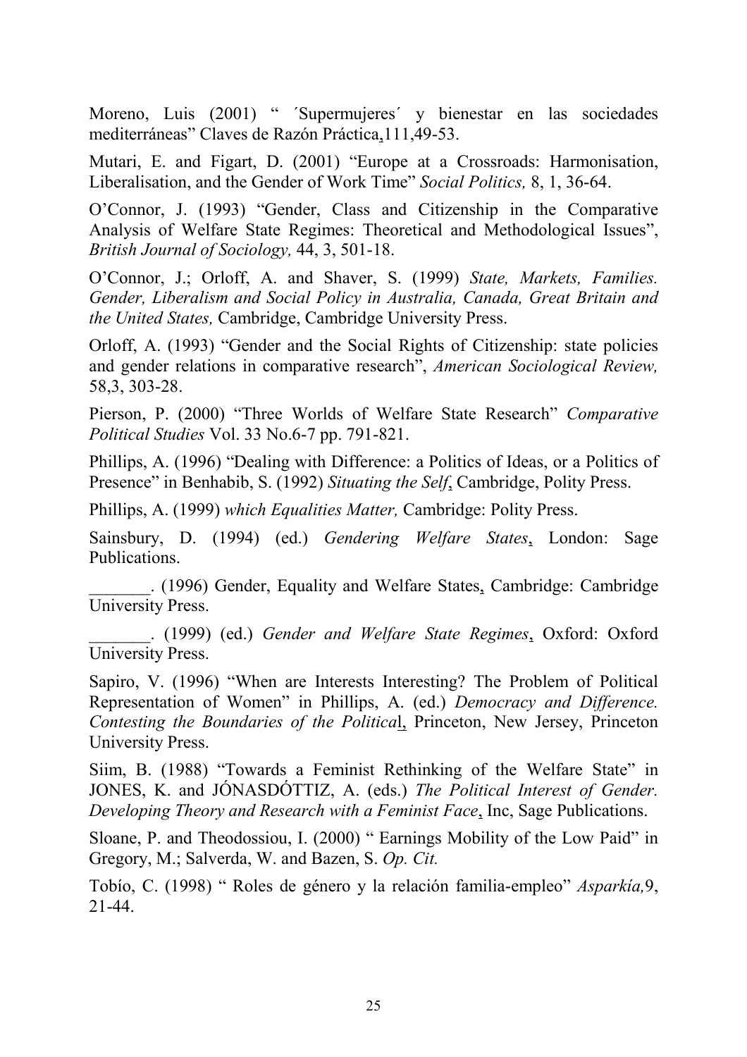Moreno, Luis (2001) " ´Supermujeres´ y bienestar en las sociedades mediterráneas" Claves de Razón Práctica,111,49-53.

Mutari, E. and Figart, D. (2001) "Europe at a Crossroads: Harmonisation, Liberalisation, and the Gender of Work Time" *Social Politics,* 8, 1, 36-64.

O'Connor, J. (1993) "Gender, Class and Citizenship in the Comparative Analysis of Welfare State Regimes: Theoretical and Methodological Issues", *British Journal of Sociology,* 44, 3, 501-18.

O'Connor, J.; Orloff, A. and Shaver, S. (1999) *State, Markets, Families. Gender, Liberalism and Social Policy in Australia, Canada, Great Britain and the United States,* Cambridge, Cambridge University Press.

Orloff, A. (1993) "Gender and the Social Rights of Citizenship: state policies and gender relations in comparative research", *American Sociological Review,* 58,3, 303-28.

Pierson, P. (2000) "Three Worlds of Welfare State Research" *Comparative Political Studies* Vol. 33 No.6-7 pp. 791-821.

Phillips, A. (1996) "Dealing with Difference: a Politics of Ideas, or a Politics of Presence" in Benhabib, S. (1992) *Situating the Self*, Cambridge, Polity Press.

Phillips, A. (1999) *which Equalities Matter,* Cambridge: Polity Press.

Sainsbury, D. (1994) (ed.) *Gendering Welfare States*, London: Sage Publications.

_______. (1996) Gender, Equality and Welfare States, Cambridge: Cambridge University Press.

_______. (1999) (ed.) *Gender and Welfare State Regimes*, Oxford: Oxford University Press.

Sapiro, V. (1996) "When are Interests Interesting? The Problem of Political Representation of Women" in Phillips, A. (ed.) *Democracy and Difference. Contesting the Boundaries of the Political*, Princeton, New Jersey, Princeton University Press.

Siim, B. (1988) "Towards a Feminist Rethinking of the Welfare State" in JONES, K. and JÓNASDÓTTIZ, A. (eds.) *The Political Interest of Gender. Developing Theory and Research with a Feminist Face*, Inc, Sage Publications.

Sloane, P. and Theodossiou, I. (2000) " Earnings Mobility of the Low Paid" in Gregory, M.; Salverda, W. and Bazen, S. *Op. Cit.*

Tobío, C. (1998) " Roles de género y la relación familia-empleo" *Asparkía,*9, 21-44.